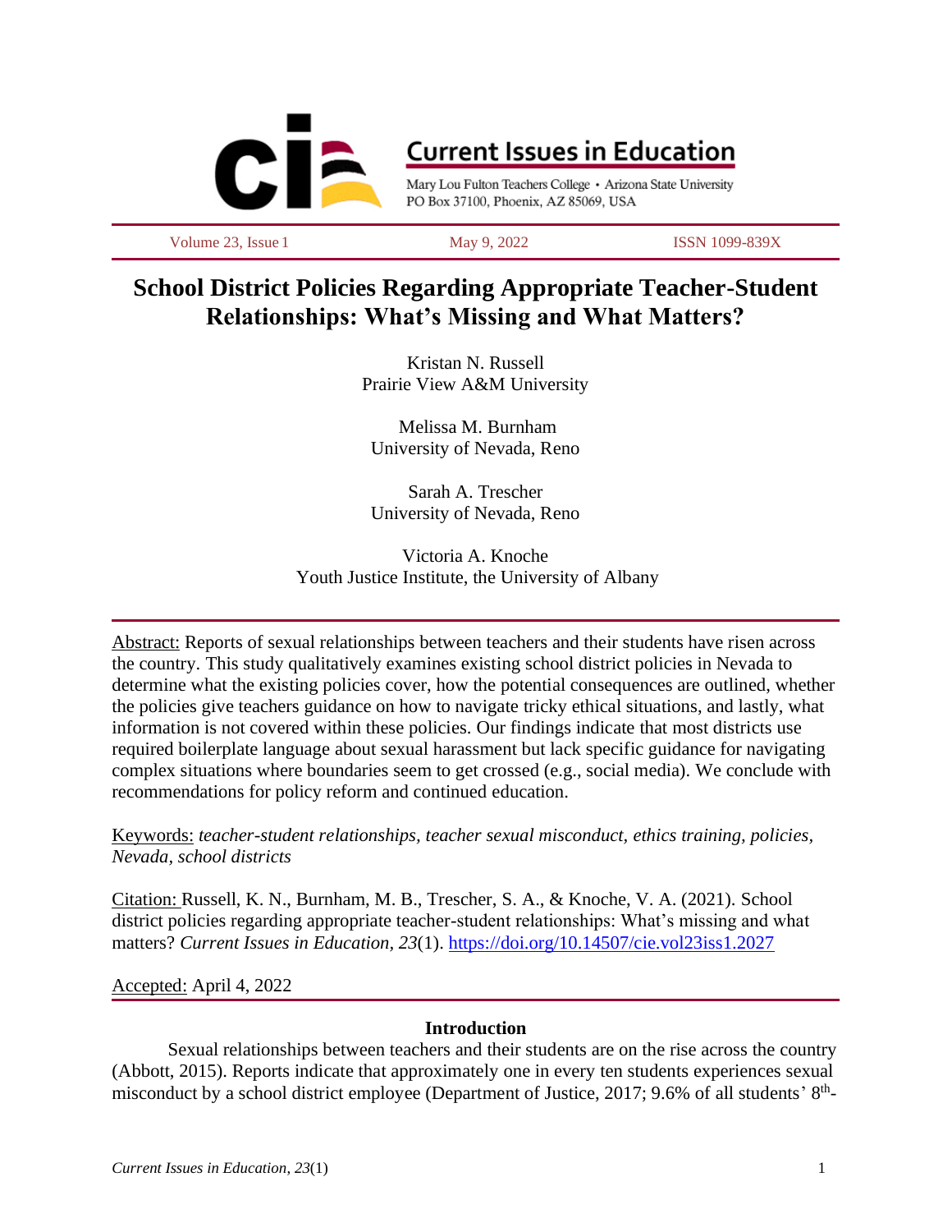Current Issues in Education

Mary Lou Fulton Teachers College • Arizona State University
PO Box 37100, Phoenix, AZ 85069, USA

Volume 23, Issue 1 | May 9, 2022 | ISSN 1099-839X

# School District Policies Regarding Appropriate Teacher-Student Relationships: What's Missing and What Matters?

Kristan N. Russell
Prairie View A&M University

Melissa M. Burnham
University of Nevada, Reno

Sarah A. Trescher
University of Nevada, Reno

Victoria A. Knoche
Youth Justice Institute, the University of Albany

Abstract: Reports of sexual relationships between teachers and their students have risen across the country. This study qualitatively examines existing school district policies in Nevada to determine what the existing policies cover, how the potential consequences are outlined, whether the policies give teachers guidance on how to navigate tricky ethical situations, and lastly, what information is not covered within these policies. Our findings indicate that most districts use required boilerplate language about sexual harassment but lack specific guidance for navigating complex situations where boundaries seem to get crossed (e.g., social media). We conclude with recommendations for policy reform and continued education.

Keywords: *teacher-student relationships, teacher sexual misconduct, ethics training, policies, Nevada, school districts*

Citation: Russell, K. N., Burnham, M. B., Trescher, S. A., & Knoche, V. A. (2021). School district policies regarding appropriate teacher-student relationships: What's missing and what matters? *Current Issues in Education, 23*(1). https://doi.org/10.14507/cie.vol23iss1.2027

Accepted: April 4, 2022

## Introduction

Sexual relationships between teachers and their students are on the rise across the country (Abbott, 2015). Reports indicate that approximately one in every ten students experiences sexual misconduct by a school district employee (Department of Justice, 2017; 9.6% of all students' 8th-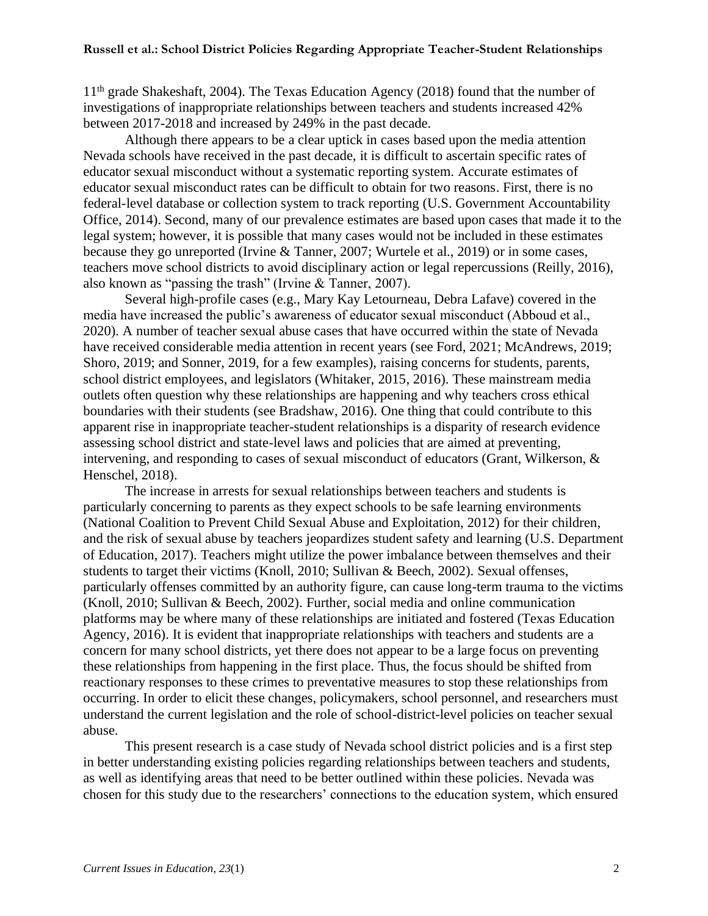11th grade Shakeshaft, 2004). The Texas Education Agency (2018) found that the number of investigations of inappropriate relationships between teachers and students increased 42% between 2017-2018 and increased by 249% in the past decade.

Although there appears to be a clear uptick in cases based upon the media attention Nevada schools have received in the past decade, it is difficult to ascertain specific rates of educator sexual misconduct without a systematic reporting system. Accurate estimates of educator sexual misconduct rates can be difficult to obtain for two reasons. First, there is no federal-level database or collection system to track reporting (U.S. Government Accountability Office, 2014). Second, many of our prevalence estimates are based upon cases that made it to the legal system; however, it is possible that many cases would not be included in these estimates because they go unreported (Irvine & Tanner, 2007; Wurtele et al., 2019) or in some cases, teachers move school districts to avoid disciplinary action or legal repercussions (Reilly, 2016), also known as "passing the trash" (Irvine & Tanner, 2007).

Several high-profile cases (e.g., Mary Kay Letourneau, Debra Lafave) covered in the media have increased the public's awareness of educator sexual misconduct (Abboud et al., 2020). A number of teacher sexual abuse cases that have occurred within the state of Nevada have received considerable media attention in recent years (see Ford, 2021; McAndrews, 2019; Shoro, 2019; and Sonner, 2019, for a few examples), raising concerns for students, parents, school district employees, and legislators (Whitaker, 2015, 2016). These mainstream media outlets often question why these relationships are happening and why teachers cross ethical boundaries with their students (see Bradshaw, 2016). One thing that could contribute to this apparent rise in inappropriate teacher-student relationships is a disparity of research evidence assessing school district and state-level laws and policies that are aimed at preventing, intervening, and responding to cases of sexual misconduct of educators (Grant, Wilkerson, & Henschel, 2018).

The increase in arrests for sexual relationships between teachers and students is particularly concerning to parents as they expect schools to be safe learning environments (National Coalition to Prevent Child Sexual Abuse and Exploitation, 2012) for their children, and the risk of sexual abuse by teachers jeopardizes student safety and learning (U.S. Department of Education, 2017). Teachers might utilize the power imbalance between themselves and their students to target their victims (Knoll, 2010; Sullivan & Beech, 2002). Sexual offenses, particularly offenses committed by an authority figure, can cause long-term trauma to the victims (Knoll, 2010; Sullivan & Beech, 2002). Further, social media and online communication platforms may be where many of these relationships are initiated and fostered (Texas Education Agency, 2016). It is evident that inappropriate relationships with teachers and students are a concern for many school districts, yet there does not appear to be a large focus on preventing these relationships from happening in the first place. Thus, the focus should be shifted from reactionary responses to these crimes to preventative measures to stop these relationships from occurring. In order to elicit these changes, policymakers, school personnel, and researchers must understand the current legislation and the role of school-district-level policies on teacher sexual abuse.

This present research is a case study of Nevada school district policies and is a first step in better understanding existing policies regarding relationships between teachers and students, as well as identifying areas that need to be better outlined within these policies. Nevada was chosen for this study due to the researchers' connections to the education system, which ensured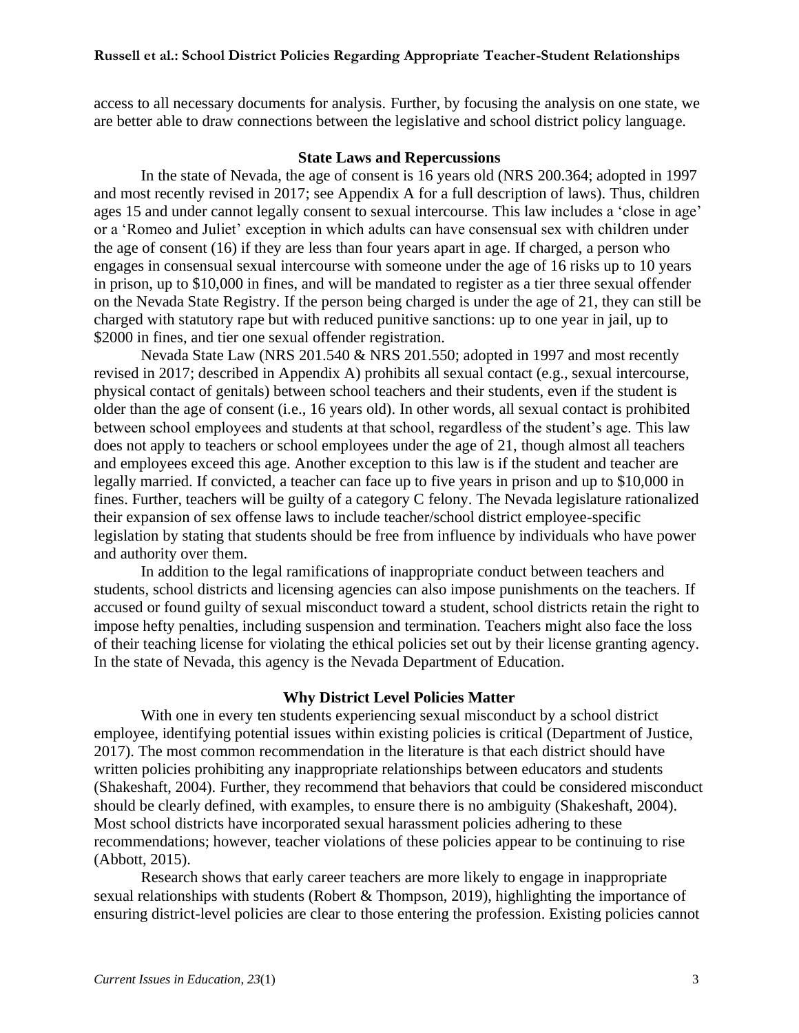access to all necessary documents for analysis. Further, by focusing the analysis on one state, we are better able to draw connections between the legislative and school district policy language.

## State Laws and Repercussions

In the state of Nevada, the age of consent is 16 years old (NRS 200.364; adopted in 1997 and most recently revised in 2017; see Appendix A for a full description of laws). Thus, children ages 15 and under cannot legally consent to sexual intercourse. This law includes a 'close in age' or a 'Romeo and Juliet' exception in which adults can have consensual sex with children under the age of consent (16) if they are less than four years apart in age. If charged, a person who engages in consensual sexual intercourse with someone under the age of 16 risks up to 10 years in prison, up to $10,000 in fines, and will be mandated to register as a tier three sexual offender on the Nevada State Registry. If the person being charged is under the age of 21, they can still be charged with statutory rape but with reduced punitive sanctions: up to one year in jail, up to $2000 in fines, and tier one sexual offender registration.

Nevada State Law (NRS 201.540 & NRS 201.550; adopted in 1997 and most recently revised in 2017; described in Appendix A) prohibits all sexual contact (e.g., sexual intercourse, physical contact of genitals) between school teachers and their students, even if the student is older than the age of consent (i.e., 16 years old). In other words, all sexual contact is prohibited between school employees and students at that school, regardless of the student's age. This law does not apply to teachers or school employees under the age of 21, though almost all teachers and employees exceed this age. Another exception to this law is if the student and teacher are legally married. If convicted, a teacher can face up to five years in prison and up to $10,000 in fines. Further, teachers will be guilty of a category C felony. The Nevada legislature rationalized their expansion of sex offense laws to include teacher/school district employee-specific legislation by stating that students should be free from influence by individuals who have power and authority over them.

In addition to the legal ramifications of inappropriate conduct between teachers and students, school districts and licensing agencies can also impose punishments on the teachers. If accused or found guilty of sexual misconduct toward a student, school districts retain the right to impose hefty penalties, including suspension and termination. Teachers might also face the loss of their teaching license for violating the ethical policies set out by their license granting agency. In the state of Nevada, this agency is the Nevada Department of Education.

## Why District Level Policies Matter

With one in every ten students experiencing sexual misconduct by a school district employee, identifying potential issues within existing policies is critical (Department of Justice, 2017). The most common recommendation in the literature is that each district should have written policies prohibiting any inappropriate relationships between educators and students (Shakeshaft, 2004). Further, they recommend that behaviors that could be considered misconduct should be clearly defined, with examples, to ensure there is no ambiguity (Shakeshaft, 2004). Most school districts have incorporated sexual harassment policies adhering to these recommendations; however, teacher violations of these policies appear to be continuing to rise (Abbott, 2015).

Research shows that early career teachers are more likely to engage in inappropriate sexual relationships with students (Robert & Thompson, 2019), highlighting the importance of ensuring district-level policies are clear to those entering the profession. Existing policies cannot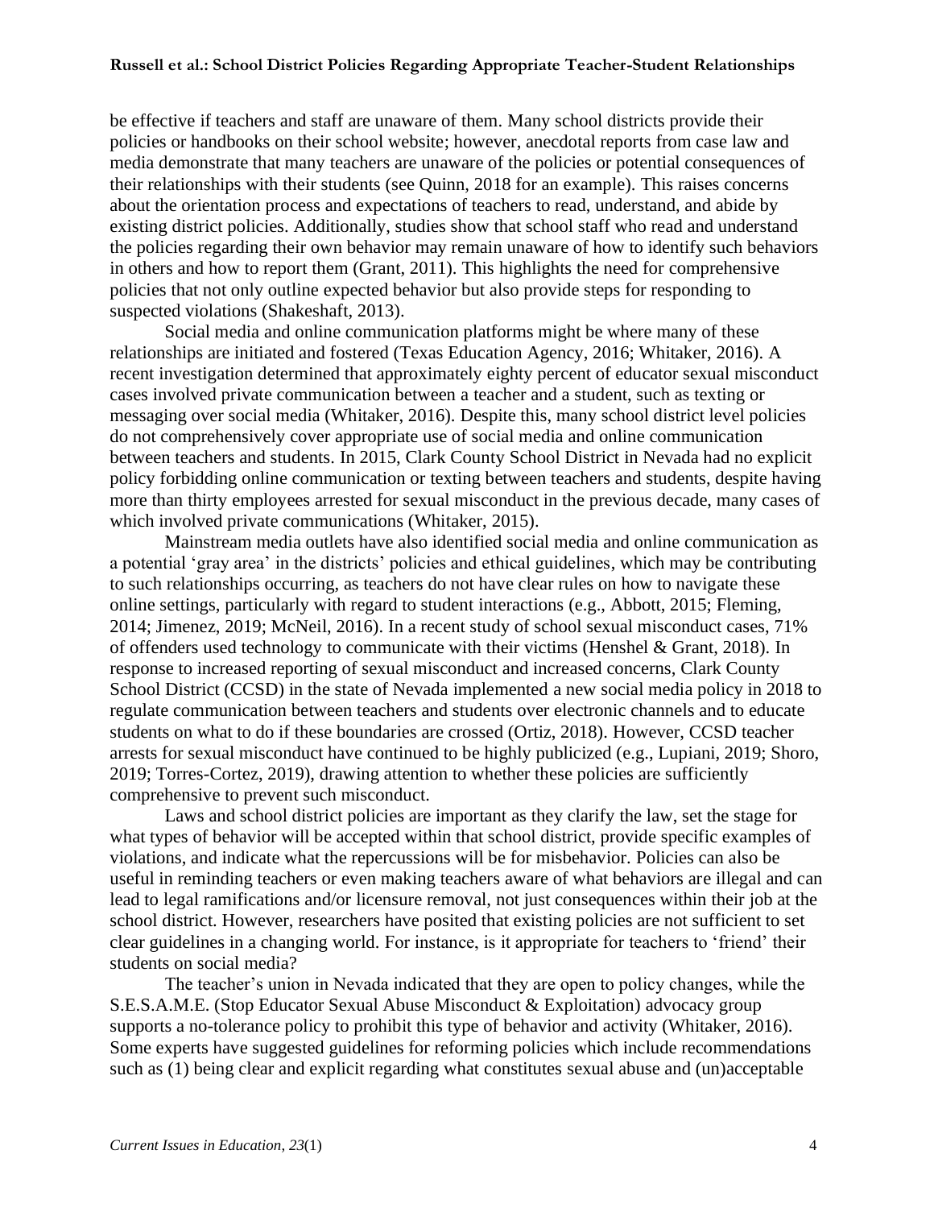be effective if teachers and staff are unaware of them. Many school districts provide their policies or handbooks on their school website; however, anecdotal reports from case law and media demonstrate that many teachers are unaware of the policies or potential consequences of their relationships with their students (see Quinn, 2018 for an example). This raises concerns about the orientation process and expectations of teachers to read, understand, and abide by existing district policies. Additionally, studies show that school staff who read and understand the policies regarding their own behavior may remain unaware of how to identify such behaviors in others and how to report them (Grant, 2011). This highlights the need for comprehensive policies that not only outline expected behavior but also provide steps for responding to suspected violations (Shakeshaft, 2013).

Social media and online communication platforms might be where many of these relationships are initiated and fostered (Texas Education Agency, 2016; Whitaker, 2016). A recent investigation determined that approximately eighty percent of educator sexual misconduct cases involved private communication between a teacher and a student, such as texting or messaging over social media (Whitaker, 2016). Despite this, many school district level policies do not comprehensively cover appropriate use of social media and online communication between teachers and students. In 2015, Clark County School District in Nevada had no explicit policy forbidding online communication or texting between teachers and students, despite having more than thirty employees arrested for sexual misconduct in the previous decade, many cases of which involved private communications (Whitaker, 2015).

Mainstream media outlets have also identified social media and online communication as a potential 'gray area' in the districts' policies and ethical guidelines, which may be contributing to such relationships occurring, as teachers do not have clear rules on how to navigate these online settings, particularly with regard to student interactions (e.g., Abbott, 2015; Fleming, 2014; Jimenez, 2019; McNeil, 2016). In a recent study of school sexual misconduct cases, 71% of offenders used technology to communicate with their victims (Henshel & Grant, 2018). In response to increased reporting of sexual misconduct and increased concerns, Clark County School District (CCSD) in the state of Nevada implemented a new social media policy in 2018 to regulate communication between teachers and students over electronic channels and to educate students on what to do if these boundaries are crossed (Ortiz, 2018). However, CCSD teacher arrests for sexual misconduct have continued to be highly publicized (e.g., Lupiani, 2019; Shoro, 2019; Torres-Cortez, 2019), drawing attention to whether these policies are sufficiently comprehensive to prevent such misconduct.

Laws and school district policies are important as they clarify the law, set the stage for what types of behavior will be accepted within that school district, provide specific examples of violations, and indicate what the repercussions will be for misbehavior. Policies can also be useful in reminding teachers or even making teachers aware of what behaviors are illegal and can lead to legal ramifications and/or licensure removal, not just consequences within their job at the school district. However, researchers have posited that existing policies are not sufficient to set clear guidelines in a changing world. For instance, is it appropriate for teachers to 'friend' their students on social media?

The teacher's union in Nevada indicated that they are open to policy changes, while the S.E.S.A.M.E. (Stop Educator Sexual Abuse Misconduct & Exploitation) advocacy group supports a no-tolerance policy to prohibit this type of behavior and activity (Whitaker, 2016). Some experts have suggested guidelines for reforming policies which include recommendations such as (1) being clear and explicit regarding what constitutes sexual abuse and (un)acceptable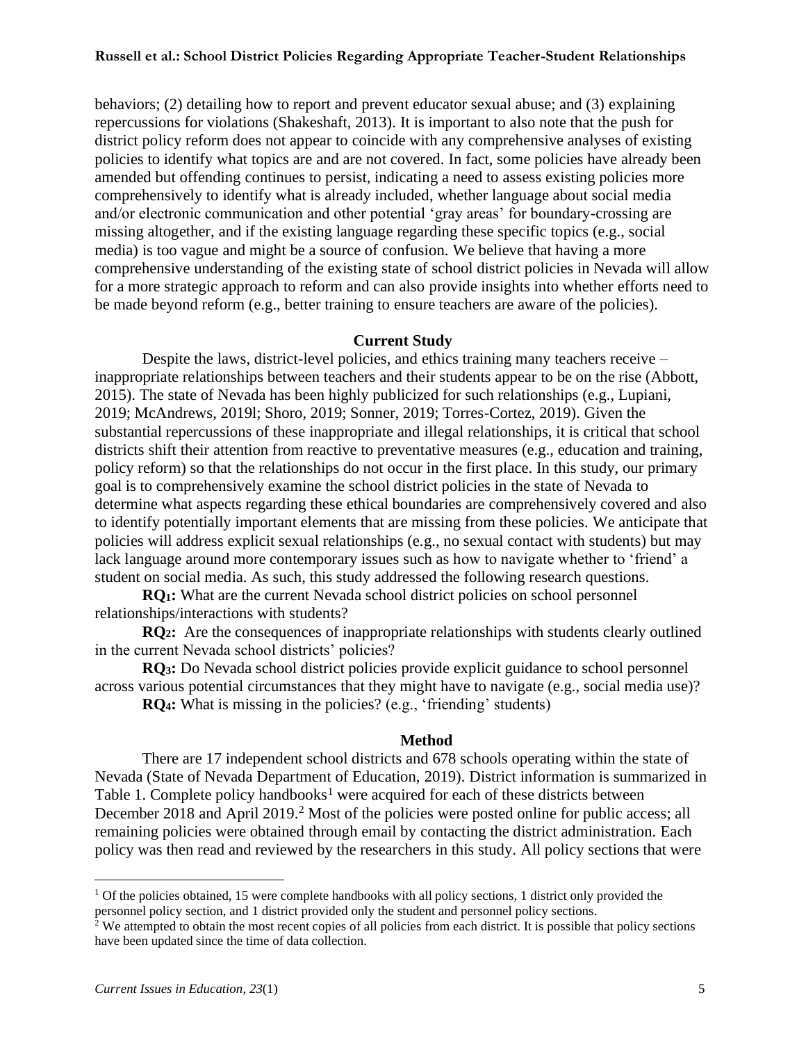behaviors; (2) detailing how to report and prevent educator sexual abuse; and (3) explaining repercussions for violations (Shakeshaft, 2013). It is important to also note that the push for district policy reform does not appear to coincide with any comprehensive analyses of existing policies to identify what topics are and are not covered. In fact, some policies have already been amended but offending continues to persist, indicating a need to assess existing policies more comprehensively to identify what is already included, whether language about social media and/or electronic communication and other potential 'gray areas' for boundary-crossing are missing altogether, and if the existing language regarding these specific topics (e.g., social media) is too vague and might be a source of confusion. We believe that having a more comprehensive understanding of the existing state of school district policies in Nevada will allow for a more strategic approach to reform and can also provide insights into whether efforts need to be made beyond reform (e.g., better training to ensure teachers are aware of the policies).

## Current Study

Despite the laws, district-level policies, and ethics training many teachers receive – inappropriate relationships between teachers and their students appear to be on the rise (Abbott, 2015). The state of Nevada has been highly publicized for such relationships (e.g., Lupiani, 2019; McAndrews, 2019l; Shoro, 2019; Sonner, 2019; Torres-Cortez, 2019). Given the substantial repercussions of these inappropriate and illegal relationships, it is critical that school districts shift their attention from reactive to preventative measures (e.g., education and training, policy reform) so that the relationships do not occur in the first place. In this study, our primary goal is to comprehensively examine the school district policies in the state of Nevada to determine what aspects regarding these ethical boundaries are comprehensively covered and also to identify potentially important elements that are missing from these policies. We anticipate that policies will address explicit sexual relationships (e.g., no sexual contact with students) but may lack language around more contemporary issues such as how to navigate whether to 'friend' a student on social media. As such, this study addressed the following research questions.

**RQ$_1$:** What are the current Nevada school district policies on school personnel relationships/interactions with students?

**RQ$_2$:** Are the consequences of inappropriate relationships with students clearly outlined in the current Nevada school districts' policies?

**RQ$_3$:** Do Nevada school district policies provide explicit guidance to school personnel across various potential circumstances that they might have to navigate (e.g., social media use)?

**RQ$_4$:** What is missing in the policies? (e.g., 'friending' students)

## Method

There are 17 independent school districts and 678 schools operating within the state of Nevada (State of Nevada Department of Education, 2019). District information is summarized in Table 1. Complete policy handbooks[1] were acquired for each of these districts between December 2018 and April 2019.[2] Most of the policies were posted online for public access; all remaining policies were obtained through email by contacting the district administration. Each policy was then read and reviewed by the researchers in this study. All policy sections that were

---

[1] Of the policies obtained, 15 were complete handbooks with all policy sections, 1 district only provided the personnel policy section, and 1 district provided only the student and personnel policy sections.

[2] We attempted to obtain the most recent copies of all policies from each district. It is possible that policy sections have been updated since the time of data collection.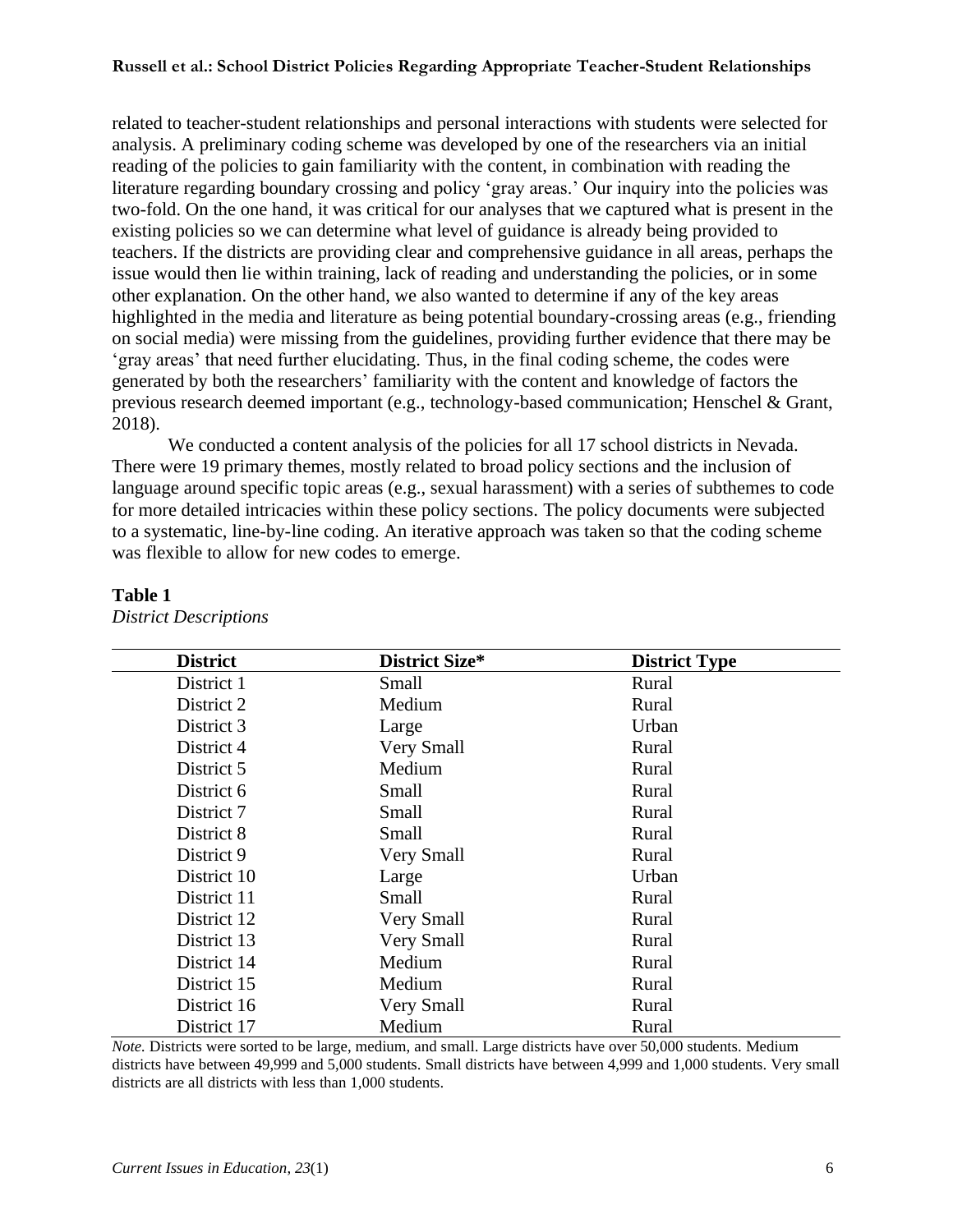related to teacher-student relationships and personal interactions with students were selected for analysis. A preliminary coding scheme was developed by one of the researchers via an initial reading of the policies to gain familiarity with the content, in combination with reading the literature regarding boundary crossing and policy 'gray areas.' Our inquiry into the policies was two-fold. On the one hand, it was critical for our analyses that we captured what is present in the existing policies so we can determine what level of guidance is already being provided to teachers. If the districts are providing clear and comprehensive guidance in all areas, perhaps the issue would then lie within training, lack of reading and understanding the policies, or in some other explanation. On the other hand, we also wanted to determine if any of the key areas highlighted in the media and literature as being potential boundary-crossing areas (e.g., friending on social media) were missing from the guidelines, providing further evidence that there may be 'gray areas' that need further elucidating. Thus, in the final coding scheme, the codes were generated by both the researchers' familiarity with the content and knowledge of factors the previous research deemed important (e.g., technology-based communication; Henschel & Grant, 2018).

We conducted a content analysis of the policies for all 17 school districts in Nevada. There were 19 primary themes, mostly related to broad policy sections and the inclusion of language around specific topic areas (e.g., sexual harassment) with a series of subthemes to code for more detailed intricacies within these policy sections. The policy documents were subjected to a systematic, line-by-line coding. An iterative approach was taken so that the coding scheme was flexible to allow for new codes to emerge.

**Table 1**

*District Descriptions*

| District | District Size* | District Type |
|---|---|---|
| District 1 | Small | Rural |
| District 2 | Medium | Rural |
| District 3 | Large | Urban |
| District 4 | Very Small | Rural |
| District 5 | Medium | Rural |
| District 6 | Small | Rural |
| District 7 | Small | Rural |
| District 8 | Small | Rural |
| District 9 | Very Small | Rural |
| District 10 | Large | Urban |
| District 11 | Small | Rural |
| District 12 | Very Small | Rural |
| District 13 | Very Small | Rural |
| District 14 | Medium | Rural |
| District 15 | Medium | Rural |
| District 16 | Very Small | Rural |
| District 17 | Medium | Rural |

*Note.* Districts were sorted to be large, medium, and small. Large districts have over 50,000 students. Medium districts have between 49,999 and 5,000 students. Small districts have between 4,999 and 1,000 students. Very small districts are all districts with less than 1,000 students.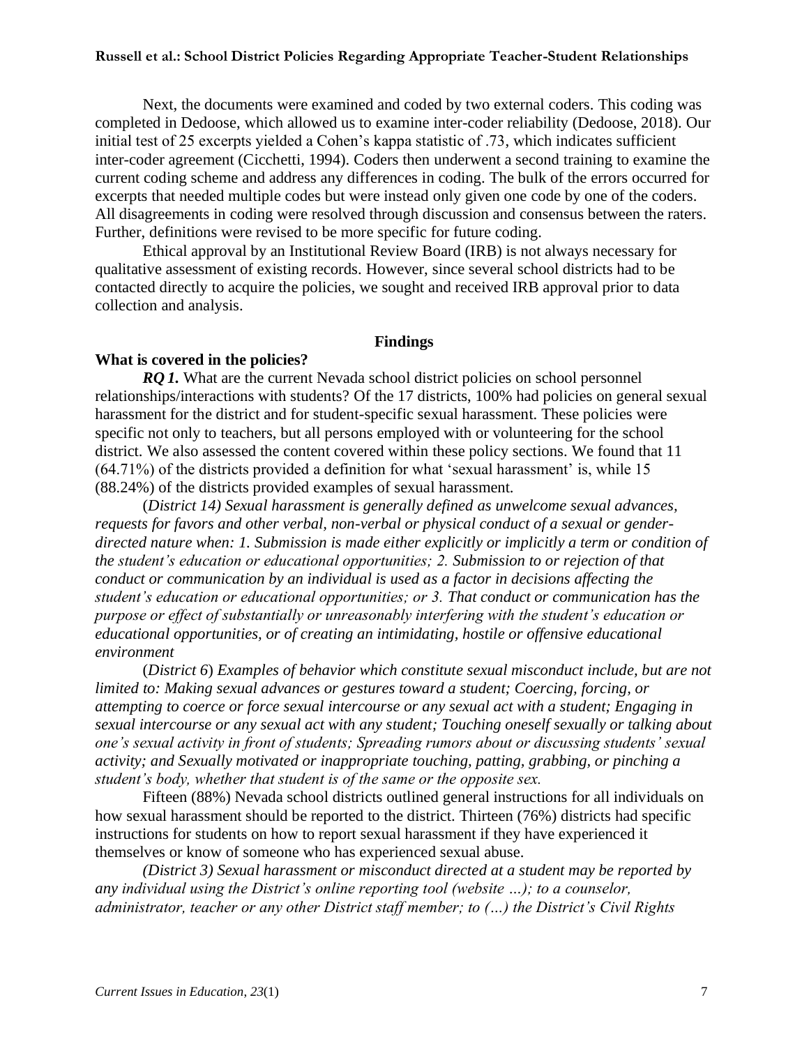Next, the documents were examined and coded by two external coders. This coding was completed in Dedoose, which allowed us to examine inter-coder reliability (Dedoose, 2018). Our initial test of 25 excerpts yielded a Cohen's kappa statistic of .73, which indicates sufficient inter-coder agreement (Cicchetti, 1994). Coders then underwent a second training to examine the current coding scheme and address any differences in coding. The bulk of the errors occurred for excerpts that needed multiple codes but were instead only given one code by one of the coders. All disagreements in coding were resolved through discussion and consensus between the raters. Further, definitions were revised to be more specific for future coding.

Ethical approval by an Institutional Review Board (IRB) is not always necessary for qualitative assessment of existing records. However, since several school districts had to be contacted directly to acquire the policies, we sought and received IRB approval prior to data collection and analysis.

## Findings

### What is covered in the policies?

***RQ 1.*** What are the current Nevada school district policies on school personnel relationships/interactions with students? Of the 17 districts, 100% had policies on general sexual harassment for the district and for student-specific sexual harassment. These policies were specific not only to teachers, but all persons employed with or volunteering for the school district. We also assessed the content covered within these policy sections. We found that 11 (64.71%) of the districts provided a definition for what 'sexual harassment' is, while 15 (88.24%) of the districts provided examples of sexual harassment.

(*District 14) Sexual harassment is generally defined as unwelcome sexual advances, requests for favors and other verbal, non-verbal or physical conduct of a sexual or gender-directed nature when: 1. Submission is made either explicitly or implicitly a term or condition of the student's education or educational opportunities; 2. Submission to or rejection of that conduct or communication by an individual is used as a factor in decisions affecting the student's education or educational opportunities; or 3. That conduct or communication has the purpose or effect of substantially or unreasonably interfering with the student's education or educational opportunities, or of creating an intimidating, hostile or offensive educational environment*

(*District 6*) *Examples of behavior which constitute sexual misconduct include, but are not limited to: Making sexual advances or gestures toward a student; Coercing, forcing, or attempting to coerce or force sexual intercourse or any sexual act with a student; Engaging in sexual intercourse or any sexual act with any student; Touching oneself sexually or talking about one's sexual activity in front of students; Spreading rumors about or discussing students' sexual activity; and Sexually motivated or inappropriate touching, patting, grabbing, or pinching a student's body, whether that student is of the same or the opposite sex.*

Fifteen (88%) Nevada school districts outlined general instructions for all individuals on how sexual harassment should be reported to the district. Thirteen (76%) districts had specific instructions for students on how to report sexual harassment if they have experienced it themselves or know of someone who has experienced sexual abuse.

*(District 3) Sexual harassment or misconduct directed at a student may be reported by any individual using the District's online reporting tool (website …); to a counselor, administrator, teacher or any other District staff member; to (…) the District's Civil Rights*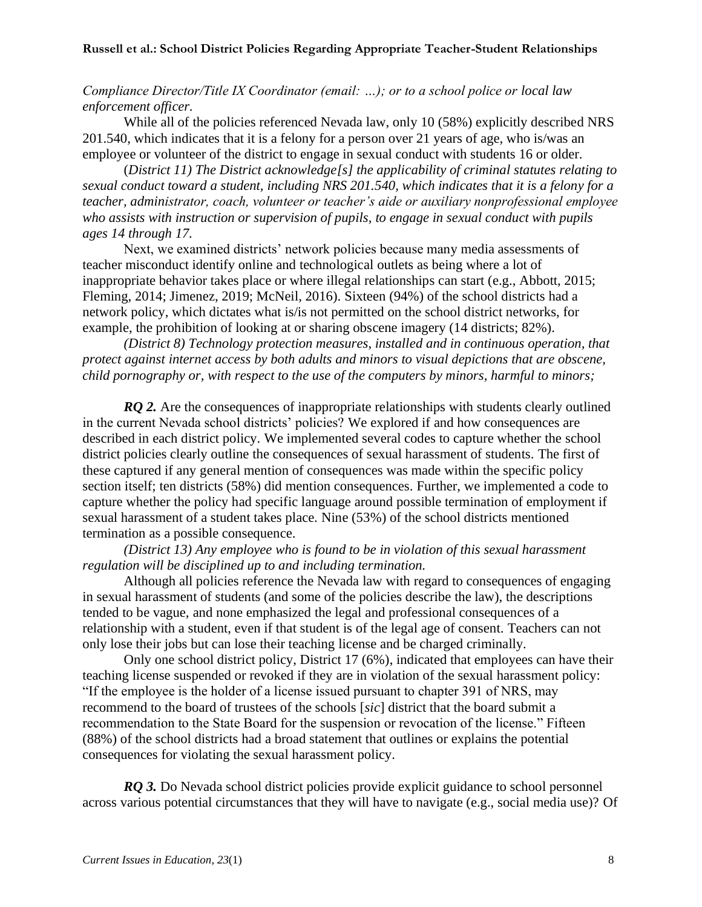*Compliance Director/Title IX Coordinator (email: …); or to a school police or local law enforcement officer.*

While all of the policies referenced Nevada law, only 10 (58%) explicitly described NRS 201.540, which indicates that it is a felony for a person over 21 years of age, who is/was an employee or volunteer of the district to engage in sexual conduct with students 16 or older.

(*District 11) The District acknowledge[s] the applicability of criminal statutes relating to sexual conduct toward a student, including NRS 201.540, which indicates that it is a felony for a teacher, administrator, coach, volunteer or teacher's aide or auxiliary nonprofessional employee who assists with instruction or supervision of pupils, to engage in sexual conduct with pupils ages 14 through 17.*

Next, we examined districts' network policies because many media assessments of teacher misconduct identify online and technological outlets as being where a lot of inappropriate behavior takes place or where illegal relationships can start (e.g., Abbott, 2015; Fleming, 2014; Jimenez, 2019; McNeil, 2016). Sixteen (94%) of the school districts had a network policy, which dictates what is/is not permitted on the school district networks, for example, the prohibition of looking at or sharing obscene imagery (14 districts; 82%).

*(District 8) Technology protection measures, installed and in continuous operation, that protect against internet access by both adults and minors to visual depictions that are obscene, child pornography or, with respect to the use of the computers by minors, harmful to minors;*

***RQ 2.*** Are the consequences of inappropriate relationships with students clearly outlined in the current Nevada school districts' policies? We explored if and how consequences are described in each district policy. We implemented several codes to capture whether the school district policies clearly outline the consequences of sexual harassment of students. The first of these captured if any general mention of consequences was made within the specific policy section itself; ten districts (58%) did mention consequences. Further, we implemented a code to capture whether the policy had specific language around possible termination of employment if sexual harassment of a student takes place. Nine (53%) of the school districts mentioned termination as a possible consequence.

*(District 13) Any employee who is found to be in violation of this sexual harassment regulation will be disciplined up to and including termination.*

Although all policies reference the Nevada law with regard to consequences of engaging in sexual harassment of students (and some of the policies describe the law), the descriptions tended to be vague, and none emphasized the legal and professional consequences of a relationship with a student, even if that student is of the legal age of consent. Teachers can not only lose their jobs but can lose their teaching license and be charged criminally.

Only one school district policy, District 17 (6%), indicated that employees can have their teaching license suspended or revoked if they are in violation of the sexual harassment policy: "If the employee is the holder of a license issued pursuant to chapter 391 of NRS, may recommend to the board of trustees of the schools [*sic*] district that the board submit a recommendation to the State Board for the suspension or revocation of the license." Fifteen (88%) of the school districts had a broad statement that outlines or explains the potential consequences for violating the sexual harassment policy.

***RQ 3.*** Do Nevada school district policies provide explicit guidance to school personnel across various potential circumstances that they will have to navigate (e.g., social media use)? Of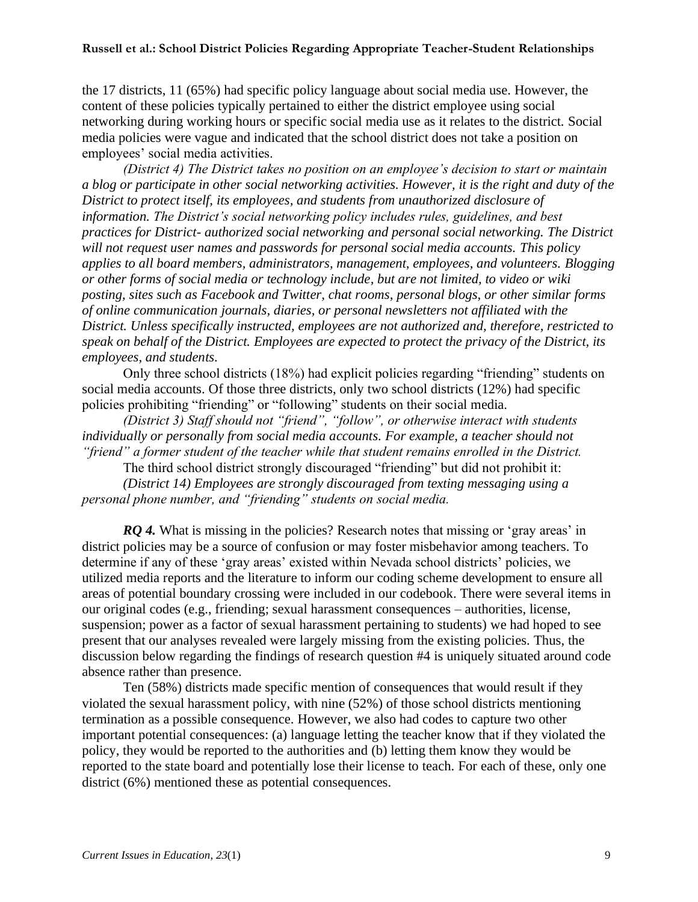the 17 districts, 11 (65%) had specific policy language about social media use. However, the content of these policies typically pertained to either the district employee using social networking during working hours or specific social media use as it relates to the district. Social media policies were vague and indicated that the school district does not take a position on employees' social media activities.

*(District 4) The District takes no position on an employee's decision to start or maintain a blog or participate in other social networking activities. However, it is the right and duty of the District to protect itself, its employees, and students from unauthorized disclosure of information. The District's social networking policy includes rules, guidelines, and best practices for District- authorized social networking and personal social networking. The District will not request user names and passwords for personal social media accounts. This policy applies to all board members, administrators, management, employees, and volunteers. Blogging or other forms of social media or technology include, but are not limited, to video or wiki posting, sites such as Facebook and Twitter, chat rooms, personal blogs, or other similar forms of online communication journals, diaries, or personal newsletters not affiliated with the District. Unless specifically instructed, employees are not authorized and, therefore, restricted to speak on behalf of the District. Employees are expected to protect the privacy of the District, its employees, and students.*

Only three school districts (18%) had explicit policies regarding "friending" students on social media accounts. Of those three districts, only two school districts (12%) had specific policies prohibiting "friending" or "following" students on their social media.

*(District 3) Staff should not "friend", "follow", or otherwise interact with students individually or personally from social media accounts. For example, a teacher should not "friend" a former student of the teacher while that student remains enrolled in the District.*

The third school district strongly discouraged "friending" but did not prohibit it:

*(District 14) Employees are strongly discouraged from texting messaging using a personal phone number, and "friending" students on social media.*

***RQ 4.*** What is missing in the policies? Research notes that missing or 'gray areas' in district policies may be a source of confusion or may foster misbehavior among teachers. To determine if any of these 'gray areas' existed within Nevada school districts' policies, we utilized media reports and the literature to inform our coding scheme development to ensure all areas of potential boundary crossing were included in our codebook. There were several items in our original codes (e.g., friending; sexual harassment consequences – authorities, license, suspension; power as a factor of sexual harassment pertaining to students) we had hoped to see present that our analyses revealed were largely missing from the existing policies. Thus, the discussion below regarding the findings of research question #4 is uniquely situated around code absence rather than presence.

Ten (58%) districts made specific mention of consequences that would result if they violated the sexual harassment policy, with nine (52%) of those school districts mentioning termination as a possible consequence. However, we also had codes to capture two other important potential consequences: (a) language letting the teacher know that if they violated the policy, they would be reported to the authorities and (b) letting them know they would be reported to the state board and potentially lose their license to teach. For each of these, only one district (6%) mentioned these as potential consequences.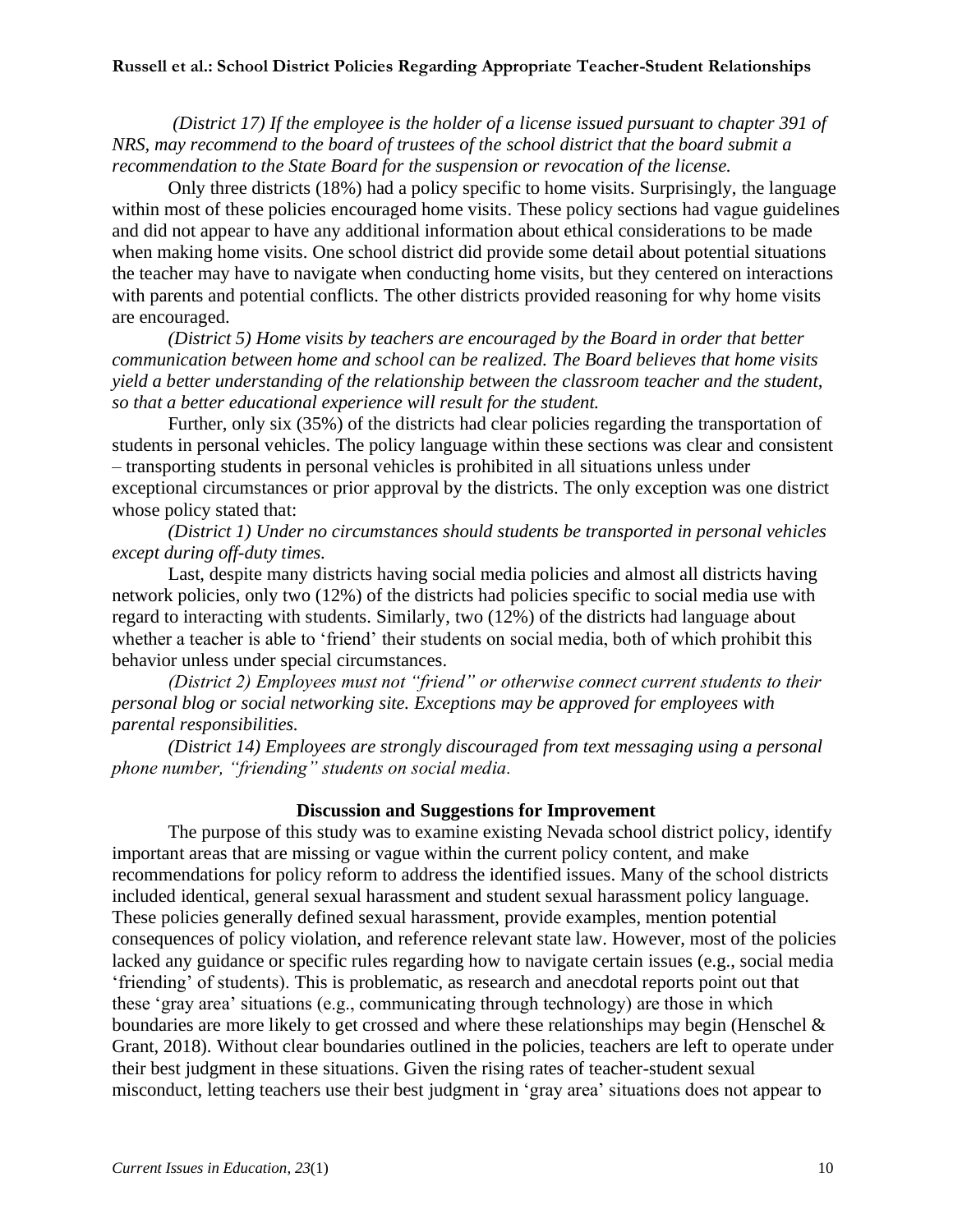*(District 17) If the employee is the holder of a license issued pursuant to chapter 391 of NRS, may recommend to the board of trustees of the school district that the board submit a recommendation to the State Board for the suspension or revocation of the license.*

Only three districts (18%) had a policy specific to home visits. Surprisingly, the language within most of these policies encouraged home visits. These policy sections had vague guidelines and did not appear to have any additional information about ethical considerations to be made when making home visits. One school district did provide some detail about potential situations the teacher may have to navigate when conducting home visits, but they centered on interactions with parents and potential conflicts. The other districts provided reasoning for why home visits are encouraged.

*(District 5) Home visits by teachers are encouraged by the Board in order that better communication between home and school can be realized. The Board believes that home visits yield a better understanding of the relationship between the classroom teacher and the student, so that a better educational experience will result for the student.*

Further, only six (35%) of the districts had clear policies regarding the transportation of students in personal vehicles. The policy language within these sections was clear and consistent – transporting students in personal vehicles is prohibited in all situations unless under exceptional circumstances or prior approval by the districts. The only exception was one district whose policy stated that:

*(District 1) Under no circumstances should students be transported in personal vehicles except during off-duty times.*

Last, despite many districts having social media policies and almost all districts having network policies, only two (12%) of the districts had policies specific to social media use with regard to interacting with students. Similarly, two (12%) of the districts had language about whether a teacher is able to 'friend' their students on social media, both of which prohibit this behavior unless under special circumstances.

*(District 2) Employees must not "friend" or otherwise connect current students to their personal blog or social networking site. Exceptions may be approved for employees with parental responsibilities.*

*(District 14) Employees are strongly discouraged from text messaging using a personal phone number, "friending" students on social media.*

## Discussion and Suggestions for Improvement

The purpose of this study was to examine existing Nevada school district policy, identify important areas that are missing or vague within the current policy content, and make recommendations for policy reform to address the identified issues. Many of the school districts included identical, general sexual harassment and student sexual harassment policy language. These policies generally defined sexual harassment, provide examples, mention potential consequences of policy violation, and reference relevant state law. However, most of the policies lacked any guidance or specific rules regarding how to navigate certain issues (e.g., social media 'friending' of students). This is problematic, as research and anecdotal reports point out that these 'gray area' situations (e.g., communicating through technology) are those in which boundaries are more likely to get crossed and where these relationships may begin (Henschel & Grant, 2018). Without clear boundaries outlined in the policies, teachers are left to operate under their best judgment in these situations. Given the rising rates of teacher-student sexual misconduct, letting teachers use their best judgment in 'gray area' situations does not appear to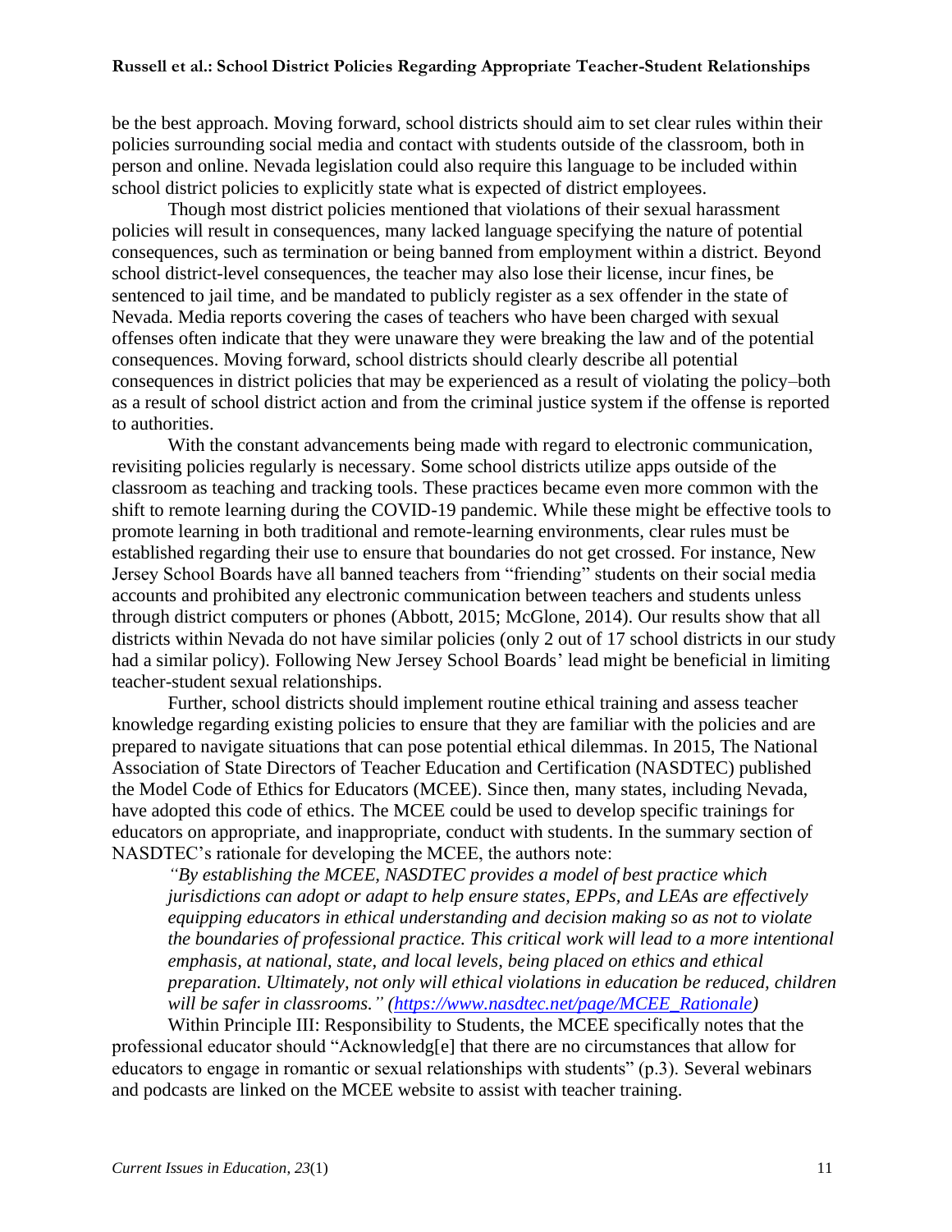be the best approach. Moving forward, school districts should aim to set clear rules within their policies surrounding social media and contact with students outside of the classroom, both in person and online. Nevada legislation could also require this language to be included within school district policies to explicitly state what is expected of district employees.

Though most district policies mentioned that violations of their sexual harassment policies will result in consequences, many lacked language specifying the nature of potential consequences, such as termination or being banned from employment within a district. Beyond school district-level consequences, the teacher may also lose their license, incur fines, be sentenced to jail time, and be mandated to publicly register as a sex offender in the state of Nevada. Media reports covering the cases of teachers who have been charged with sexual offenses often indicate that they were unaware they were breaking the law and of the potential consequences. Moving forward, school districts should clearly describe all potential consequences in district policies that may be experienced as a result of violating the policy–both as a result of school district action and from the criminal justice system if the offense is reported to authorities.

With the constant advancements being made with regard to electronic communication, revisiting policies regularly is necessary. Some school districts utilize apps outside of the classroom as teaching and tracking tools. These practices became even more common with the shift to remote learning during the COVID-19 pandemic. While these might be effective tools to promote learning in both traditional and remote-learning environments, clear rules must be established regarding their use to ensure that boundaries do not get crossed. For instance, New Jersey School Boards have all banned teachers from "friending" students on their social media accounts and prohibited any electronic communication between teachers and students unless through district computers or phones (Abbott, 2015; McGlone, 2014). Our results show that all districts within Nevada do not have similar policies (only 2 out of 17 school districts in our study had a similar policy). Following New Jersey School Boards' lead might be beneficial in limiting teacher-student sexual relationships.

Further, school districts should implement routine ethical training and assess teacher knowledge regarding existing policies to ensure that they are familiar with the policies and are prepared to navigate situations that can pose potential ethical dilemmas. In 2015, The National Association of State Directors of Teacher Education and Certification (NASDTEC) published the Model Code of Ethics for Educators (MCEE). Since then, many states, including Nevada, have adopted this code of ethics. The MCEE could be used to develop specific trainings for educators on appropriate, and inappropriate, conduct with students. In the summary section of NASDTEC's rationale for developing the MCEE, the authors note:

> *"By establishing the MCEE, NASDTEC provides a model of best practice which jurisdictions can adopt or adapt to help ensure states, EPPs, and LEAs are effectively equipping educators in ethical understanding and decision making so as not to violate the boundaries of professional practice. This critical work will lead to a more intentional emphasis, at national, state, and local levels, being placed on ethics and ethical preparation. Ultimately, not only will ethical violations in education be reduced, children will be safer in classrooms." (https://www.nasdtec.net/page/MCEE_Rationale)*

Within Principle III: Responsibility to Students, the MCEE specifically notes that the professional educator should "Acknowledg[e] that there are no circumstances that allow for educators to engage in romantic or sexual relationships with students" (p.3). Several webinars and podcasts are linked on the MCEE website to assist with teacher training.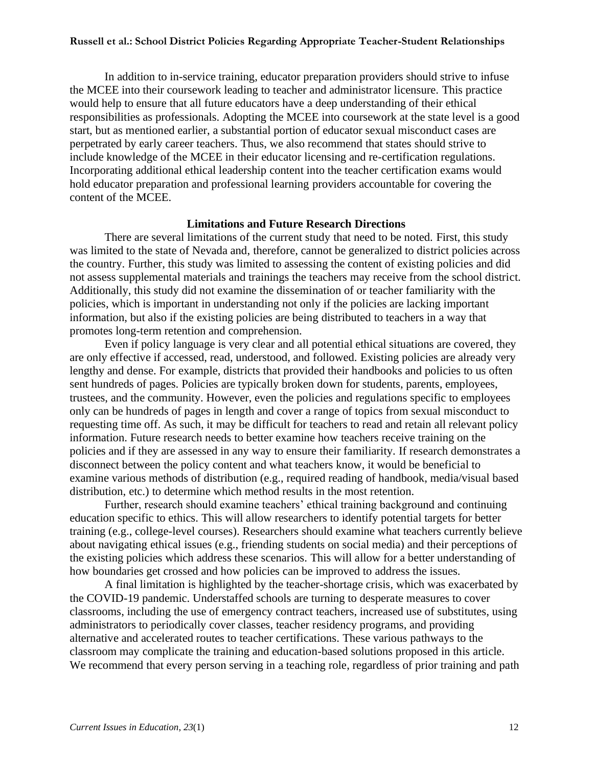In addition to in-service training, educator preparation providers should strive to infuse the MCEE into their coursework leading to teacher and administrator licensure. This practice would help to ensure that all future educators have a deep understanding of their ethical responsibilities as professionals. Adopting the MCEE into coursework at the state level is a good start, but as mentioned earlier, a substantial portion of educator sexual misconduct cases are perpetrated by early career teachers. Thus, we also recommend that states should strive to include knowledge of the MCEE in their educator licensing and re-certification regulations. Incorporating additional ethical leadership content into the teacher certification exams would hold educator preparation and professional learning providers accountable for covering the content of the MCEE.

## Limitations and Future Research Directions

There are several limitations of the current study that need to be noted. First, this study was limited to the state of Nevada and, therefore, cannot be generalized to district policies across the country. Further, this study was limited to assessing the content of existing policies and did not assess supplemental materials and trainings the teachers may receive from the school district. Additionally, this study did not examine the dissemination of or teacher familiarity with the policies, which is important in understanding not only if the policies are lacking important information, but also if the existing policies are being distributed to teachers in a way that promotes long-term retention and comprehension.

Even if policy language is very clear and all potential ethical situations are covered, they are only effective if accessed, read, understood, and followed. Existing policies are already very lengthy and dense. For example, districts that provided their handbooks and policies to us often sent hundreds of pages. Policies are typically broken down for students, parents, employees, trustees, and the community. However, even the policies and regulations specific to employees only can be hundreds of pages in length and cover a range of topics from sexual misconduct to requesting time off. As such, it may be difficult for teachers to read and retain all relevant policy information. Future research needs to better examine how teachers receive training on the policies and if they are assessed in any way to ensure their familiarity. If research demonstrates a disconnect between the policy content and what teachers know, it would be beneficial to examine various methods of distribution (e.g., required reading of handbook, media/visual based distribution, etc.) to determine which method results in the most retention.

Further, research should examine teachers' ethical training background and continuing education specific to ethics. This will allow researchers to identify potential targets for better training (e.g., college-level courses). Researchers should examine what teachers currently believe about navigating ethical issues (e.g., friending students on social media) and their perceptions of the existing policies which address these scenarios. This will allow for a better understanding of how boundaries get crossed and how policies can be improved to address the issues.

A final limitation is highlighted by the teacher-shortage crisis, which was exacerbated by the COVID-19 pandemic. Understaffed schools are turning to desperate measures to cover classrooms, including the use of emergency contract teachers, increased use of substitutes, using administrators to periodically cover classes, teacher residency programs, and providing alternative and accelerated routes to teacher certifications. These various pathways to the classroom may complicate the training and education-based solutions proposed in this article. We recommend that every person serving in a teaching role, regardless of prior training and path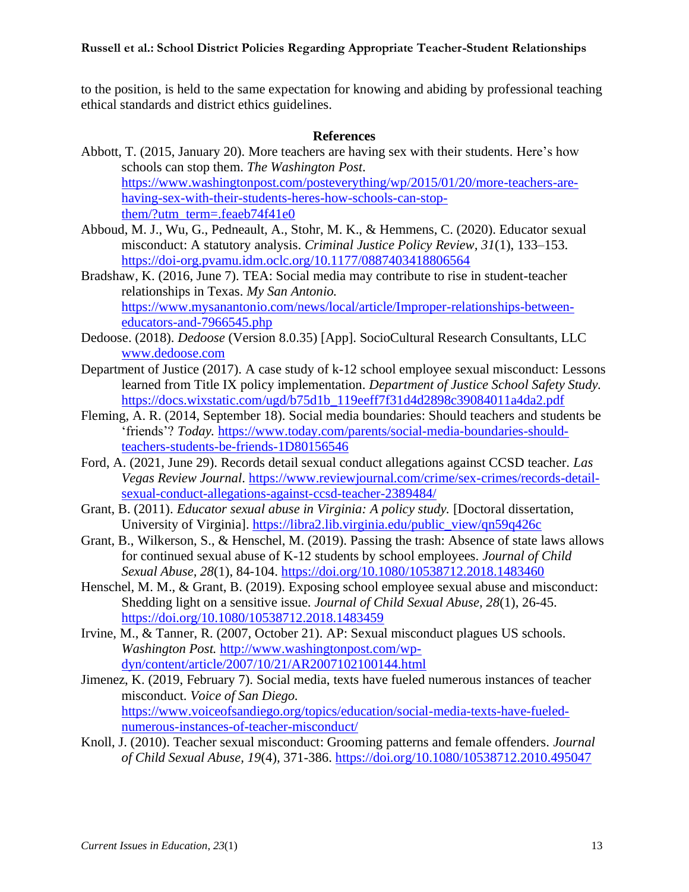to the position, is held to the same expectation for knowing and abiding by professional teaching ethical standards and district ethics guidelines.

## References

Abbott, T. (2015, January 20). More teachers are having sex with their students. Here's how schools can stop them. *The Washington Post*. https://www.washingtonpost.com/posteverything/wp/2015/01/20/more-teachers-are-having-sex-with-their-students-heres-how-schools-can-stop-them/?utm_term=.feaeb74f41e0

Abboud, M. J., Wu, G., Pedneault, A., Stohr, M. K., & Hemmens, C. (2020). Educator sexual misconduct: A statutory analysis. *Criminal Justice Policy Review*, *31*(1), 133–153. https://doi-org.pvamu.idm.oclc.org/10.1177/0887403418806564

Bradshaw, K. (2016, June 7). TEA: Social media may contribute to rise in student-teacher relationships in Texas. *My San Antonio.* https://www.mysanantonio.com/news/local/article/Improper-relationships-between-educators-and-7966545.php

Dedoose. (2018). *Dedoose* (Version 8.0.35) [App]. SocioCultural Research Consultants, LLC www.dedoose.com

Department of Justice (2017). A case study of k-12 school employee sexual misconduct: Lessons learned from Title IX policy implementation. *Department of Justice School Safety Study.* https://docs.wixstatic.com/ugd/b75d1b_119eeff7f31d4d2898c39084011a4da2.pdf

Fleming, A. R. (2014, September 18). Social media boundaries: Should teachers and students be 'friends'? *Today.* https://www.today.com/parents/social-media-boundaries-should-teachers-students-be-friends-1D80156546

Ford, A. (2021, June 29). Records detail sexual conduct allegations against CCSD teacher. *Las Vegas Review Journal*. https://www.reviewjournal.com/crime/sex-crimes/records-detail-sexual-conduct-allegations-against-ccsd-teacher-2389484/

Grant, B. (2011). *Educator sexual abuse in Virginia: A policy study.* [Doctoral dissertation, University of Virginia]. https://libra2.lib.virginia.edu/public_view/qn59q426c

Grant, B., Wilkerson, S., & Henschel, M. (2019). Passing the trash: Absence of state laws allows for continued sexual abuse of K-12 students by school employees. *Journal of Child Sexual Abuse, 28*(1), 84-104. https://doi.org/10.1080/10538712.2018.1483460

Henschel, M. M., & Grant, B. (2019). Exposing school employee sexual abuse and misconduct: Shedding light on a sensitive issue. *Journal of Child Sexual Abuse*, *28*(1), 26-45. https://doi.org/10.1080/10538712.2018.1483459

Irvine, M., & Tanner, R. (2007, October 21). AP: Sexual misconduct plagues US schools. *Washington Post.* http://www.washingtonpost.com/wp-dyn/content/article/2007/10/21/AR2007102100144.html

Jimenez, K. (2019, February 7). Social media, texts have fueled numerous instances of teacher misconduct. *Voice of San Diego.* https://www.voiceofsandiego.org/topics/education/social-media-texts-have-fueled-numerous-instances-of-teacher-misconduct/

Knoll, J. (2010). Teacher sexual misconduct: Grooming patterns and female offenders. *Journal of Child Sexual Abuse, 19*(4), 371-386. https://doi.org/10.1080/10538712.2010.495047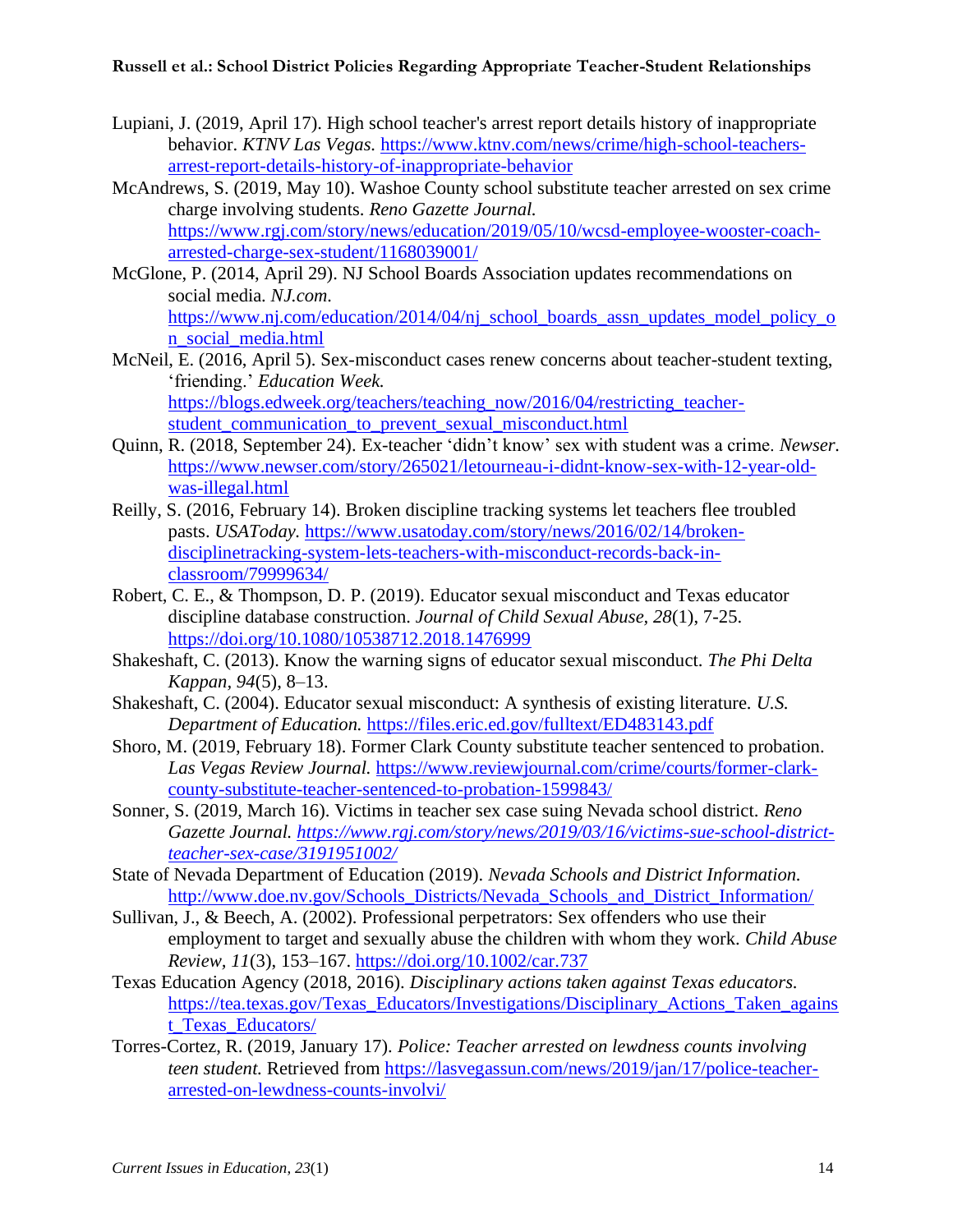Lupiani, J. (2019, April 17). High school teacher's arrest report details history of inappropriate behavior. *KTNV Las Vegas.* https://www.ktnv.com/news/crime/high-school-teachers-arrest-report-details-history-of-inappropriate-behavior

McAndrews, S. (2019, May 10). Washoe County school substitute teacher arrested on sex crime charge involving students. *Reno Gazette Journal.* https://www.rgj.com/story/news/education/2019/05/10/wcsd-employee-wooster-coach-arrested-charge-sex-student/1168039001/

McGlone, P. (2014, April 29). NJ School Boards Association updates recommendations on social media. *NJ.com.* https://www.nj.com/education/2014/04/nj_school_boards_assn_updates_model_policy_on_social_media.html

McNeil, E. (2016, April 5). Sex-misconduct cases renew concerns about teacher-student texting, 'friending.' *Education Week.* https://blogs.edweek.org/teachers/teaching_now/2016/04/restricting_teacher-student_communication_to_prevent_sexual_misconduct.html

Quinn, R. (2018, September 24). Ex-teacher 'didn't know' sex with student was a crime. *Newser.* https://www.newser.com/story/265021/letourneau-i-didnt-know-sex-with-12-year-old-was-illegal.html

Reilly, S. (2016, February 14). Broken discipline tracking systems let teachers flee troubled pasts. *USAToday.* https://www.usatoday.com/story/news/2016/02/14/broken-disciplinetracking-system-lets-teachers-with-misconduct-records-back-in-classroom/79999634/

Robert, C. E., & Thompson, D. P. (2019). Educator sexual misconduct and Texas educator discipline database construction. *Journal of Child Sexual Abuse*, *28*(1), 7-25. https://doi.org/10.1080/10538712.2018.1476999

Shakeshaft, C. (2013). Know the warning signs of educator sexual misconduct. *The Phi Delta Kappan*, *94*(5), 8–13.

Shakeshaft, C. (2004). Educator sexual misconduct: A synthesis of existing literature. *U.S. Department of Education.* https://files.eric.ed.gov/fulltext/ED483143.pdf

Shoro, M. (2019, February 18). Former Clark County substitute teacher sentenced to probation. *Las Vegas Review Journal.* https://www.reviewjournal.com/crime/courts/former-clark-county-substitute-teacher-sentenced-to-probation-1599843/

Sonner, S. (2019, March 16). Victims in teacher sex case suing Nevada school district. *Reno Gazette Journal. https://www.rgj.com/story/news/2019/03/16/victims-sue-school-district-teacher-sex-case/3191951002/*

State of Nevada Department of Education (2019). *Nevada Schools and District Information.* http://www.doe.nv.gov/Schools_Districts/Nevada_Schools_and_District_Information/

Sullivan, J., & Beech, A. (2002). Professional perpetrators: Sex offenders who use their employment to target and sexually abuse the children with whom they work. *Child Abuse Review, 11*(3), 153–167. https://doi.org/10.1002/car.737

Texas Education Agency (2018, 2016). *Disciplinary actions taken against Texas educators.* https://tea.texas.gov/Texas_Educators/Investigations/Disciplinary_Actions_Taken_against_Texas_Educators/

Torres-Cortez, R. (2019, January 17). *Police: Teacher arrested on lewdness counts involving teen student.* Retrieved from https://lasvegassun.com/news/2019/jan/17/police-teacher-arrested-on-lewdness-counts-involvi/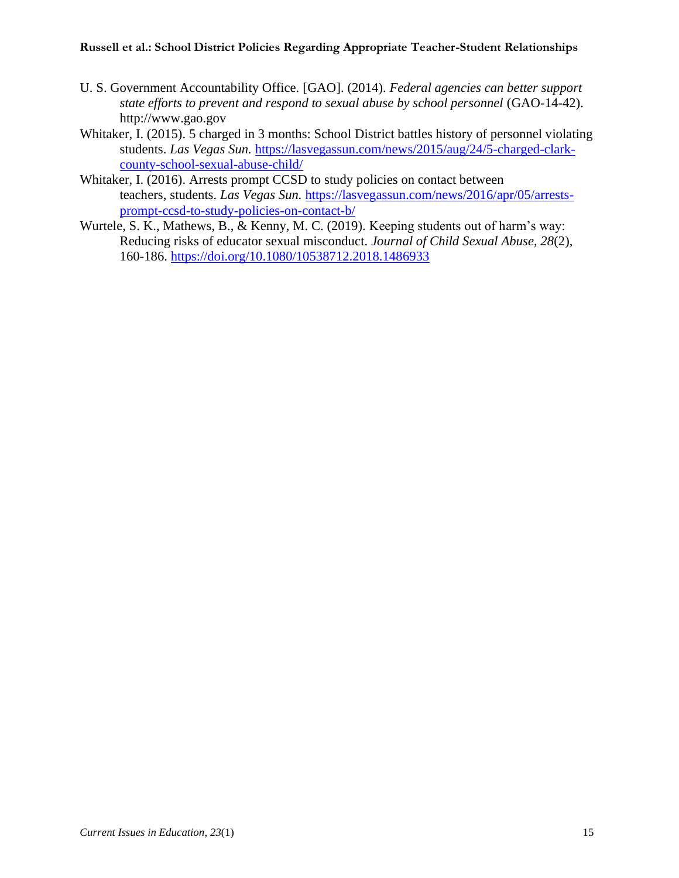U. S. Government Accountability Office. [GAO]. (2014). *Federal agencies can better support state efforts to prevent and respond to sexual abuse by school personnel* (GAO-14-42). http://www.gao.gov

Whitaker, I. (2015). 5 charged in 3 months: School District battles history of personnel violating students. *Las Vegas Sun.* https://lasvegassun.com/news/2015/aug/24/5-charged-clark-county-school-sexual-abuse-child/

Whitaker, I. (2016). Arrests prompt CCSD to study policies on contact between teachers, students. *Las Vegas Sun.* https://lasvegassun.com/news/2016/apr/05/arrests-prompt-ccsd-to-study-policies-on-contact-b/

Wurtele, S. K., Mathews, B., & Kenny, M. C. (2019). Keeping students out of harm's way: Reducing risks of educator sexual misconduct. *Journal of Child Sexual Abuse, 28*(2), 160-186. https://doi.org/10.1080/10538712.2018.1486933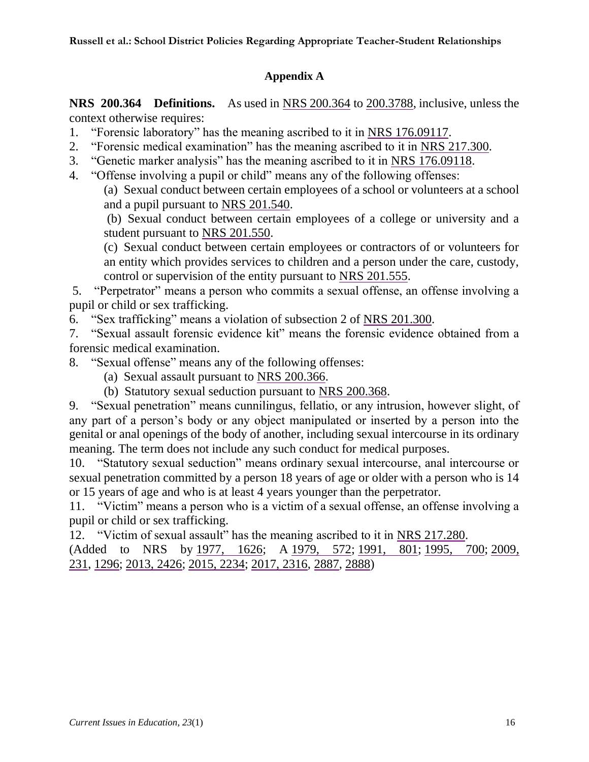## Appendix A

**NRS 200.364 Definitions.** As used in NRS 200.364 to 200.3788, inclusive, unless the context otherwise requires:

1. "Forensic laboratory" has the meaning ascribed to it in NRS 176.09117.
2. "Forensic medical examination" has the meaning ascribed to it in NRS 217.300.
3. "Genetic marker analysis" has the meaning ascribed to it in NRS 176.09118.
4. "Offense involving a pupil or child" means any of the following offenses:
   (a) Sexual conduct between certain employees of a school or volunteers at a school and a pupil pursuant to NRS 201.540.
   (b) Sexual conduct between certain employees of a college or university and a student pursuant to NRS 201.550.
   (c) Sexual conduct between certain employees or contractors of or volunteers for an entity which provides services to children and a person under the care, custody, control or supervision of the entity pursuant to NRS 201.555.
5. "Perpetrator" means a person who commits a sexual offense, an offense involving a pupil or child or sex trafficking.
6. "Sex trafficking" means a violation of subsection 2 of NRS 201.300.
7. "Sexual assault forensic evidence kit" means the forensic evidence obtained from a forensic medical examination.
8. "Sexual offense" means any of the following offenses:
   (a) Sexual assault pursuant to NRS 200.366.
   (b) Statutory sexual seduction pursuant to NRS 200.368.
9. "Sexual penetration" means cunnilingus, fellatio, or any intrusion, however slight, of any part of a person's body or any object manipulated or inserted by a person into the genital or anal openings of the body of another, including sexual intercourse in its ordinary meaning. The term does not include any such conduct for medical purposes.
10. "Statutory sexual seduction" means ordinary sexual intercourse, anal intercourse or sexual penetration committed by a person 18 years of age or older with a person who is 14 or 15 years of age and who is at least 4 years younger than the perpetrator.
11. "Victim" means a person who is a victim of a sexual offense, an offense involving a pupil or child or sex trafficking.
12. "Victim of sexual assault" has the meaning ascribed to it in NRS 217.280.

(Added to NRS by 1977, 1626; A 1979, 572; 1991, 801; 1995, 700; 2009, 231, 1296; 2013, 2426; 2015, 2234; 2017, 2316, 2887, 2888)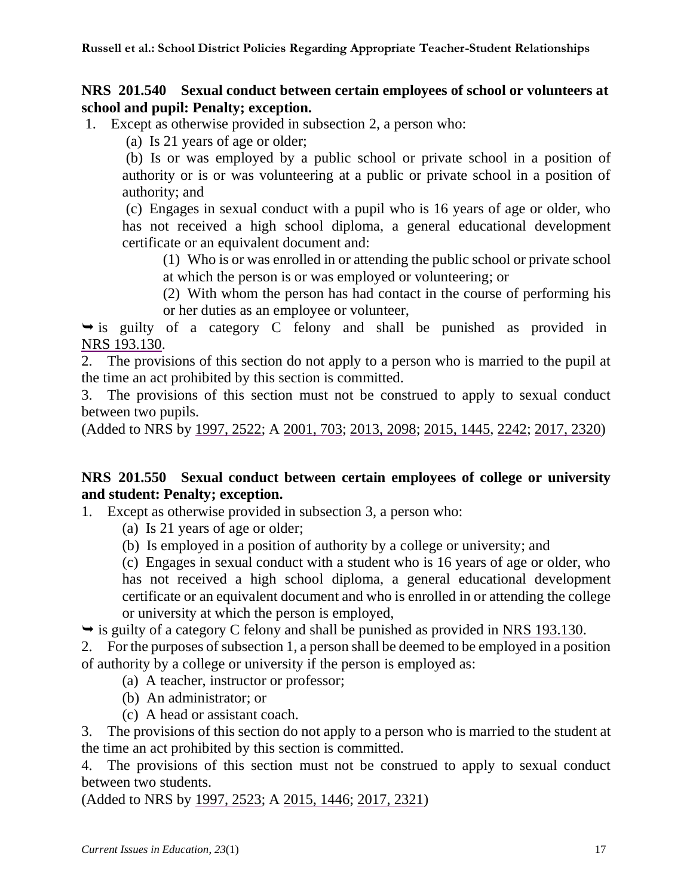**NRS 201.540 Sexual conduct between certain employees of school or volunteers at school and pupil: Penalty; exception.**

1. Except as otherwise provided in subsection 2, a person who:

   (a) Is 21 years of age or older;

   (b) Is or was employed by a public school or private school in a position of authority or is or was volunteering at a public or private school in a position of authority; and

   (c) Engages in sexual conduct with a pupil who is 16 years of age or older, who has not received a high school diploma, a general educational development certificate or an equivalent document and:

      (1) Who is or was enrolled in or attending the public school or private school at which the person is or was employed or volunteering; or

      (2) With whom the person has had contact in the course of performing his or her duties as an employee or volunteer,

➥ is guilty of a category C felony and shall be punished as provided in NRS 193.130.

2. The provisions of this section do not apply to a person who is married to the pupil at the time an act prohibited by this section is committed.

3. The provisions of this section must not be construed to apply to sexual conduct between two pupils.

(Added to NRS by 1997, 2522; A 2001, 703; 2013, 2098; 2015, 1445, 2242; 2017, 2320)

**NRS 201.550 Sexual conduct between certain employees of college or university and student: Penalty; exception.**

1. Except as otherwise provided in subsection 3, a person who:

   (a) Is 21 years of age or older;

   (b) Is employed in a position of authority by a college or university; and

   (c) Engages in sexual conduct with a student who is 16 years of age or older, who has not received a high school diploma, a general educational development certificate or an equivalent document and who is enrolled in or attending the college or university at which the person is employed,

➥ is guilty of a category C felony and shall be punished as provided in NRS 193.130.

2. For the purposes of subsection 1, a person shall be deemed to be employed in a position of authority by a college or university if the person is employed as:

   (a) A teacher, instructor or professor;

   (b) An administrator; or

   (c) A head or assistant coach.

3. The provisions of this section do not apply to a person who is married to the student at the time an act prohibited by this section is committed.

4. The provisions of this section must not be construed to apply to sexual conduct between two students.

(Added to NRS by 1997, 2523; A 2015, 1446; 2017, 2321)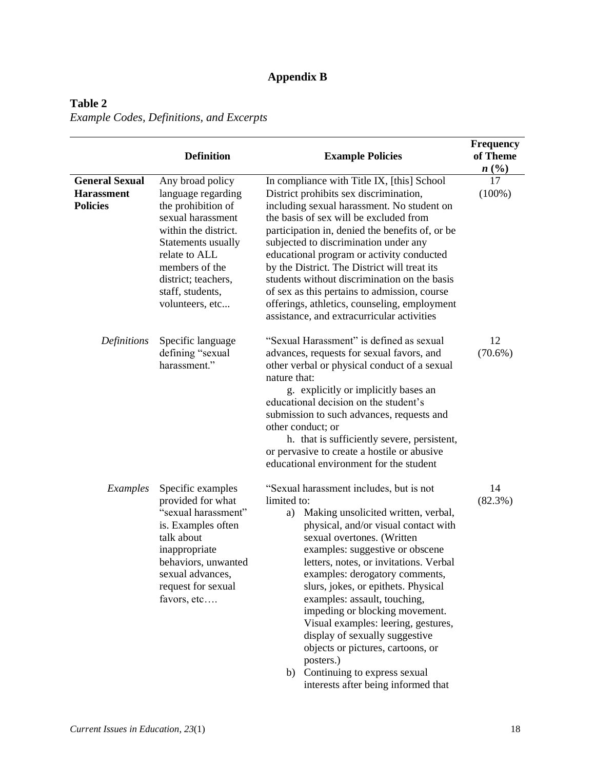# Appendix B

**Table 2**
*Example Codes, Definitions, and Excerpts*

| | Definition | Example Policies | Frequency of Theme *n* (%) |
|---|---|---|---|
| **General Sexual Harassment Policies** | Any broad policy language regarding the prohibition of sexual harassment within the district. Statements usually relate to ALL members of the district; teachers, staff, students, volunteers, etc... | In compliance with Title IX, [this] School District prohibits sex discrimination, including sexual harassment. No student on the basis of sex will be excluded from participation in, denied the benefits of, or be subjected to discrimination under any educational program or activity conducted by the District. The District will treat its students without discrimination on the basis of sex as this pertains to admission, course offerings, athletics, counseling, employment assistance, and extracurricular activities | 17 (100%) |
| *Definitions* | Specific language defining "sexual harassment." | "Sexual Harassment" is defined as sexual advances, requests for sexual favors, and other verbal or physical conduct of a sexual nature that: g. explicitly or implicitly bases an educational decision on the student's submission to such advances, requests and other conduct; or h. that is sufficiently severe, persistent, or pervasive to create a hostile or abusive educational environment for the student | 12 (70.6%) |
| *Examples* | Specific examples provided for what "sexual harassment" is. Examples often talk about inappropriate behaviors, unwanted sexual advances, request for sexual favors, etc…. | "Sexual harassment includes, but is not limited to: a) Making unsolicited written, verbal, physical, and/or visual contact with sexual overtones. (Written examples: suggestive or obscene letters, notes, or invitations. Verbal examples: derogatory comments, slurs, jokes, or epithets. Physical examples: assault, touching, impeding or blocking movement. Visual examples: leering, gestures, display of sexually suggestive objects or pictures, cartoons, or posters.) b) Continuing to express sexual interests after being informed that | 14 (82.3%) |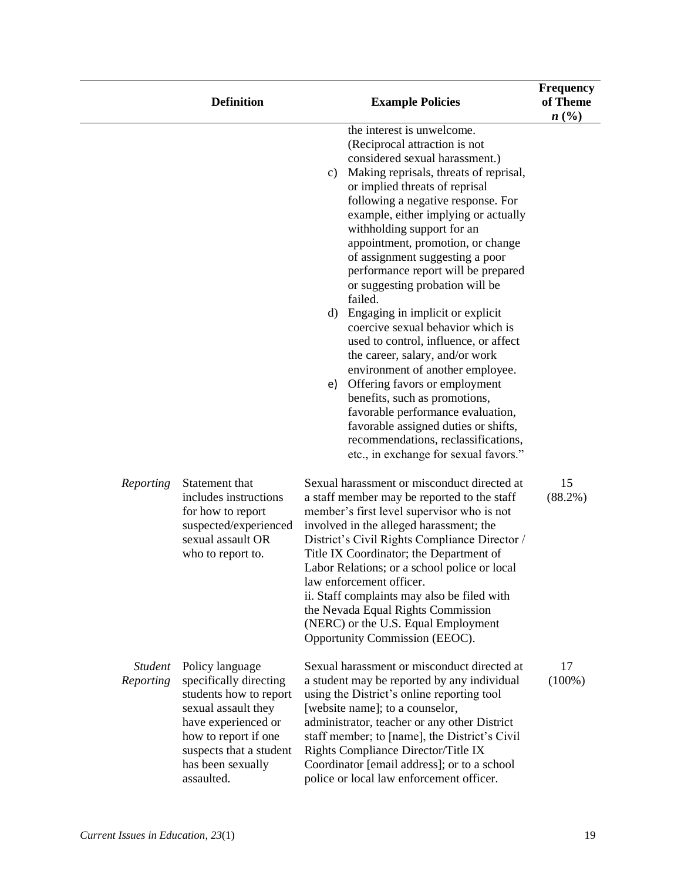| | Definition | Example Policies | Frequency of Theme *n* (%) |
|---|---|---|---|
| | | the interest is unwelcome. (Reciprocal attraction is not considered sexual harassment.)<br>c) Making reprisals, threats of reprisal, or implied threats of reprisal following a negative response. For example, either implying or actually withholding support for an appointment, promotion, or change of assignment suggesting a poor performance report will be prepared or suggesting probation will be failed.<br>d) Engaging in implicit or explicit coercive sexual behavior which is used to control, influence, or affect the career, salary, and/or work environment of another employee.<br>e) Offering favors or employment benefits, such as promotions, favorable performance evaluation, favorable assigned duties or shifts, recommendations, reclassifications, etc., in exchange for sexual favors." | |
| *Reporting* | Statement that includes instructions for how to report suspected/experienced sexual assault OR who to report to. | Sexual harassment or misconduct directed at a staff member may be reported to the staff member's first level supervisor who is not involved in the alleged harassment; the District's Civil Rights Compliance Director / Title IX Coordinator; the Department of Labor Relations; or a school police or local law enforcement officer.<br>ii. Staff complaints may also be filed with the Nevada Equal Rights Commission (NERC) or the U.S. Equal Employment Opportunity Commission (EEOC). | 15 (88.2%) |
| *Student Reporting* | Policy language specifically directing students how to report sexual assault they have experienced or how to report if one suspects that a student has been sexually assaulted. | Sexual harassment or misconduct directed at a student may be reported by any individual using the District's online reporting tool [website name]; to a counselor, administrator, teacher or any other District staff member; to [name], the District's Civil Rights Compliance Director/Title IX Coordinator [email address]; or to a school police or local law enforcement officer. | 17 (100%) |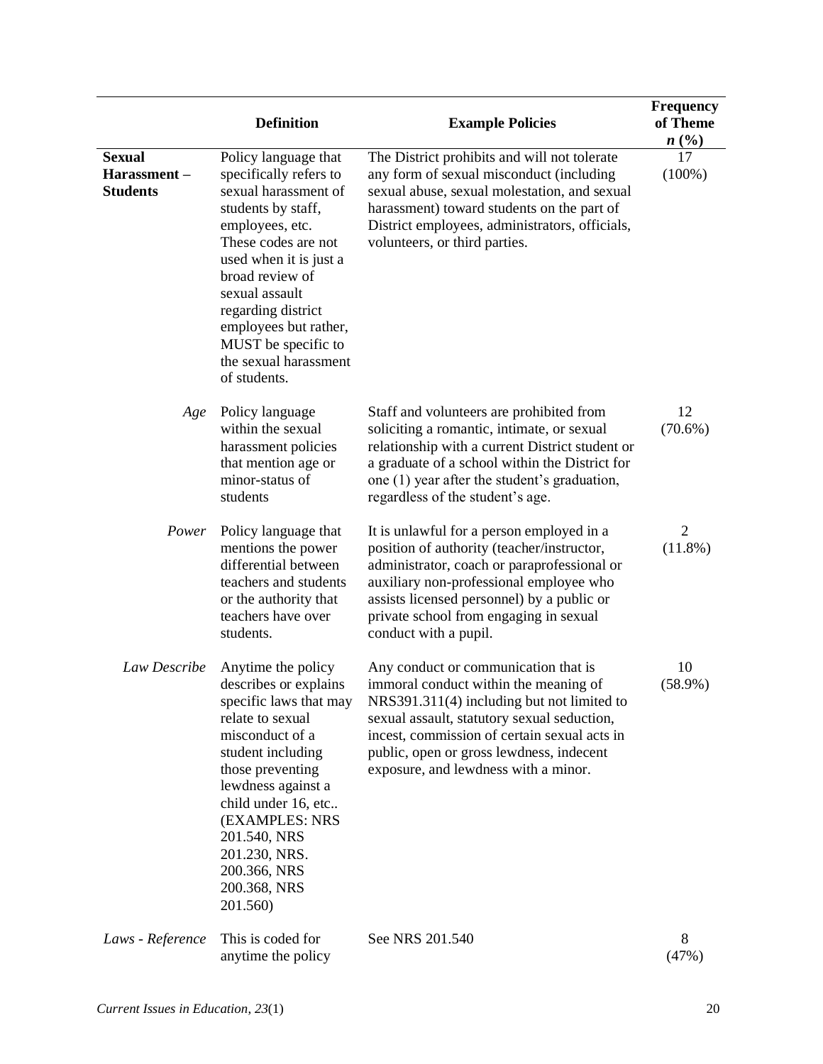| | Definition | Example Policies | Frequency of Theme *n* (%) |
|---|---|---|---|
| **Sexual Harassment – Students** | Policy language that specifically refers to sexual harassment of students by staff, employees, etc. These codes are not used when it is just a broad review of sexual assault regarding district employees but rather, MUST be specific to the sexual harassment of students. | The District prohibits and will not tolerate any form of sexual misconduct (including sexual abuse, sexual molestation, and sexual harassment) toward students on the part of District employees, administrators, officials, volunteers, or third parties. | 17 (100%) |
| *Age* | Policy language within the sexual harassment policies that mention age or minor-status of students | Staff and volunteers are prohibited from soliciting a romantic, intimate, or sexual relationship with a current District student or a graduate of a school within the District for one (1) year after the student's graduation, regardless of the student's age. | 12 (70.6%) |
| *Power* | Policy language that mentions the power differential between teachers and students or the authority that teachers have over students. | It is unlawful for a person employed in a position of authority (teacher/instructor, administrator, coach or paraprofessional or auxiliary non-professional employee who assists licensed personnel) by a public or private school from engaging in sexual conduct with a pupil. | 2 (11.8%) |
| *Law Describe* | Anytime the policy describes or explains specific laws that may relate to sexual misconduct of a student including those preventing lewdness against a child under 16, etc.. (EXAMPLES: NRS 201.540, NRS 201.230, NRS. 200.366, NRS 200.368, NRS 201.560) | Any conduct or communication that is immoral conduct within the meaning of NRS391.311(4) including but not limited to sexual assault, statutory sexual seduction, incest, commission of certain sexual acts in public, open or gross lewdness, indecent exposure, and lewdness with a minor. | 10 (58.9%) |
| *Laws - Reference* | This is coded for anytime the policy | See NRS 201.540 | 8 (47%) |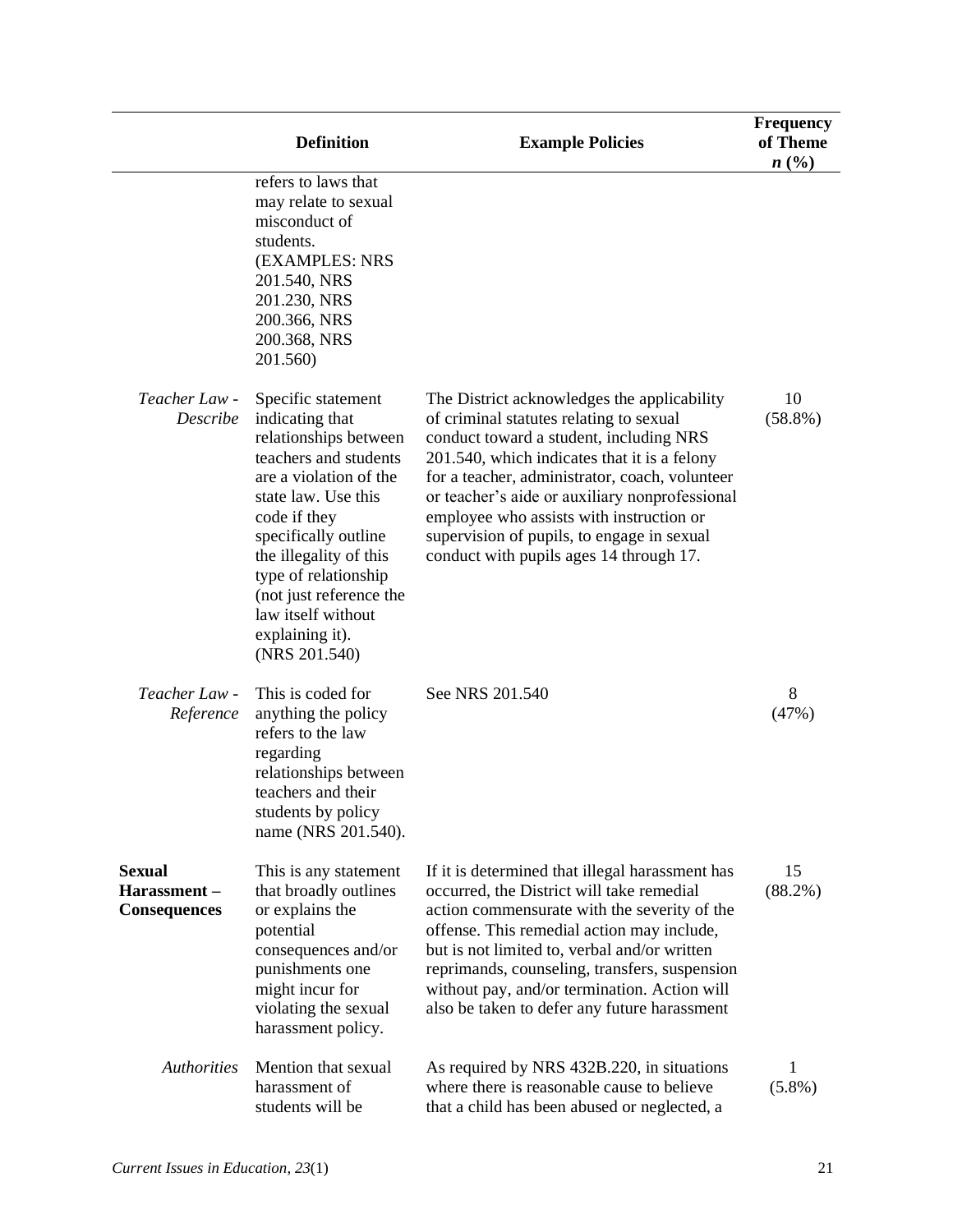| | Definition | Example Policies | Frequency of Theme *n* (%) |
|---|---|---|---|
| | refers to laws that may relate to sexual misconduct of students. (EXAMPLES: NRS 201.540, NRS 201.230, NRS 200.366, NRS 200.368, NRS 201.560) | | |
| *Teacher Law - Describe* | Specific statement indicating that relationships between teachers and students are a violation of the state law. Use this code if they specifically outline the illegality of this type of relationship (not just reference the law itself without explaining it). (NRS 201.540) | The District acknowledges the applicability of criminal statutes relating to sexual conduct toward a student, including NRS 201.540, which indicates that it is a felony for a teacher, administrator, coach, volunteer or teacher's aide or auxiliary nonprofessional employee who assists with instruction or supervision of pupils, to engage in sexual conduct with pupils ages 14 through 17. | 10 (58.8%) |
| *Teacher Law - Reference* | This is coded for anything the policy refers to the law regarding relationships between teachers and their students by policy name (NRS 201.540). | See NRS 201.540 | 8 (47%) |
| **Sexual Harassment – Consequences** | This is any statement that broadly outlines or explains the potential consequences and/or punishments one might incur for violating the sexual harassment policy. | If it is determined that illegal harassment has occurred, the District will take remedial action commensurate with the severity of the offense. This remedial action may include, but is not limited to, verbal and/or written reprimands, counseling, transfers, suspension without pay, and/or termination. Action will also be taken to defer any future harassment | 15 (88.2%) |
| *Authorities* | Mention that sexual harassment of students will be | As required by NRS 432B.220, in situations where there is reasonable cause to believe that a child has been abused or neglected, a | 1 (5.8%) |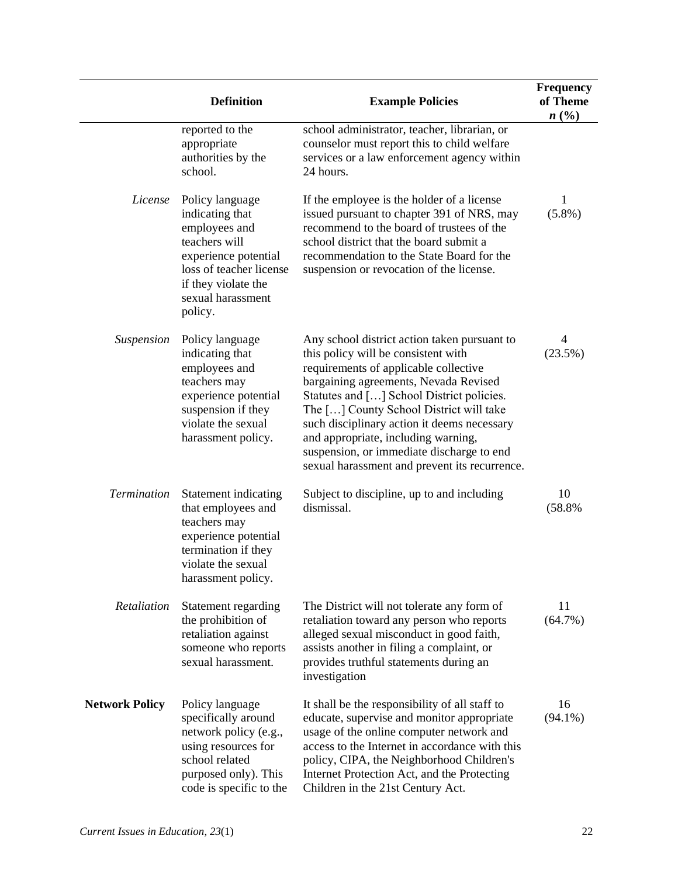| | Definition | Example Policies | Frequency of Theme *n* (%) |
|---|---|---|---|
| | reported to the appropriate authorities by the school. | school administrator, teacher, librarian, or counselor must report this to child welfare services or a law enforcement agency within 24 hours. | |
| *License* | Policy language indicating that employees and teachers will experience potential loss of teacher license if they violate the sexual harassment policy. | If the employee is the holder of a license issued pursuant to chapter 391 of NRS, may recommend to the board of trustees of the school district that the board submit a recommendation to the State Board for the suspension or revocation of the license. | 1 (5.8%) |
| *Suspension* | Policy language indicating that employees and teachers may experience potential suspension if they violate the sexual harassment policy. | Any school district action taken pursuant to this policy will be consistent with requirements of applicable collective bargaining agreements, Nevada Revised Statutes and […] School District policies. The […] County School District will take such disciplinary action it deems necessary and appropriate, including warning, suspension, or immediate discharge to end sexual harassment and prevent its recurrence. | 4 (23.5%) |
| *Termination* | Statement indicating that employees and teachers may experience potential termination if they violate the sexual harassment policy. | Subject to discipline, up to and including dismissal. | 10 (58.8% |
| *Retaliation* | Statement regarding the prohibition of retaliation against someone who reports sexual harassment. | The District will not tolerate any form of retaliation toward any person who reports alleged sexual misconduct in good faith, assists another in filing a complaint, or provides truthful statements during an investigation | 11 (64.7%) |
| **Network Policy** | Policy language specifically around network policy (e.g., using resources for school related purposed only). This code is specific to the | It shall be the responsibility of all staff to educate, supervise and monitor appropriate usage of the online computer network and access to the Internet in accordance with this policy, CIPA, the Neighborhood Children's Internet Protection Act, and the Protecting Children in the 21st Century Act. | 16 (94.1%) |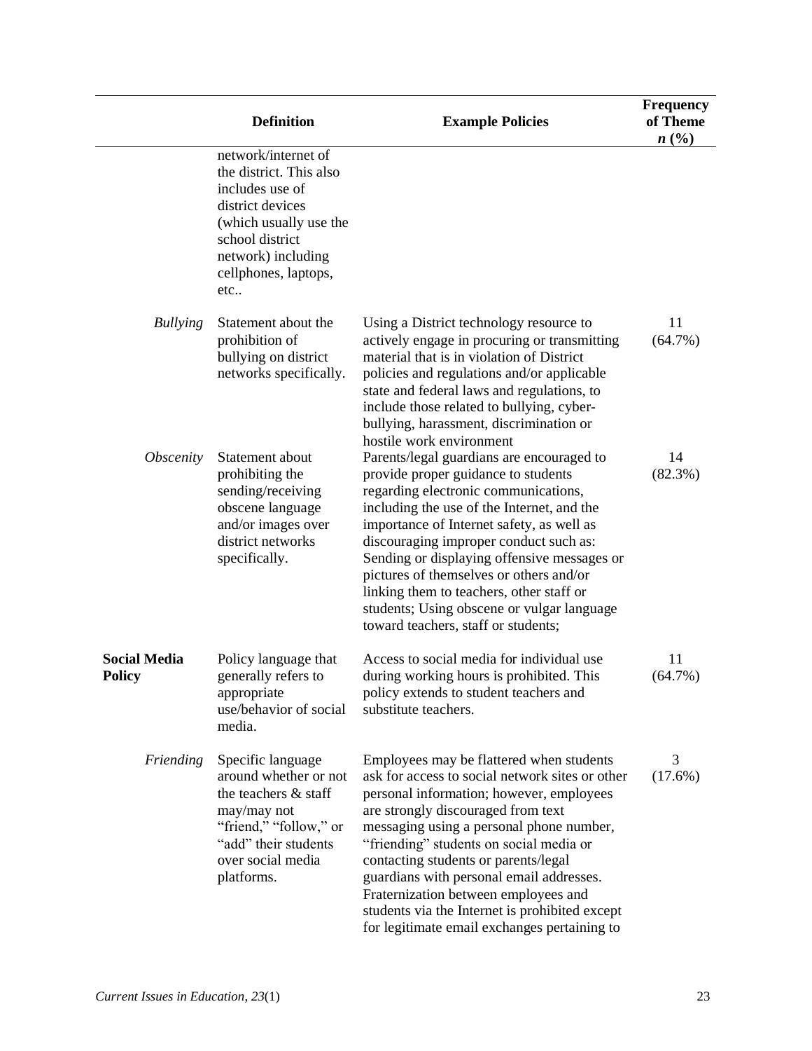| | Definition | Example Policies | Frequency of Theme *n* (%) |
|---|---|---|---|
| | network/internet of the district. This also includes use of district devices (which usually use the school district network) including cellphones, laptops, etc.. | | |
| *Bullying* | Statement about the prohibition of bullying on district networks specifically. | Using a District technology resource to actively engage in procuring or transmitting material that is in violation of District policies and regulations and/or applicable state and federal laws and regulations, to include those related to bullying, cyber-bullying, harassment, discrimination or hostile work environment | 11 (64.7%) |
| *Obscenity* | Statement about prohibiting the sending/receiving obscene language and/or images over district networks specifically. | Parents/legal guardians are encouraged to provide proper guidance to students regarding electronic communications, including the use of the Internet, and the importance of Internet safety, as well as discouraging improper conduct such as: Sending or displaying offensive messages or pictures of themselves or others and/or linking them to teachers, other staff or students; Using obscene or vulgar language toward teachers, staff or students; | 14 (82.3%) |
| **Social Media Policy** | Policy language that generally refers to appropriate use/behavior of social media. | Access to social media for individual use during working hours is prohibited. This policy extends to student teachers and substitute teachers. | 11 (64.7%) |
| *Friending* | Specific language around whether or not the teachers & staff may/may not "friend," "follow," or "add" their students over social media platforms. | Employees may be flattered when students ask for access to social network sites or other personal information; however, employees are strongly discouraged from text messaging using a personal phone number, "friending" students on social media or contacting students or parents/legal guardians with personal email addresses. Fraternization between employees and students via the Internet is prohibited except for legitimate email exchanges pertaining to | 3 (17.6%) |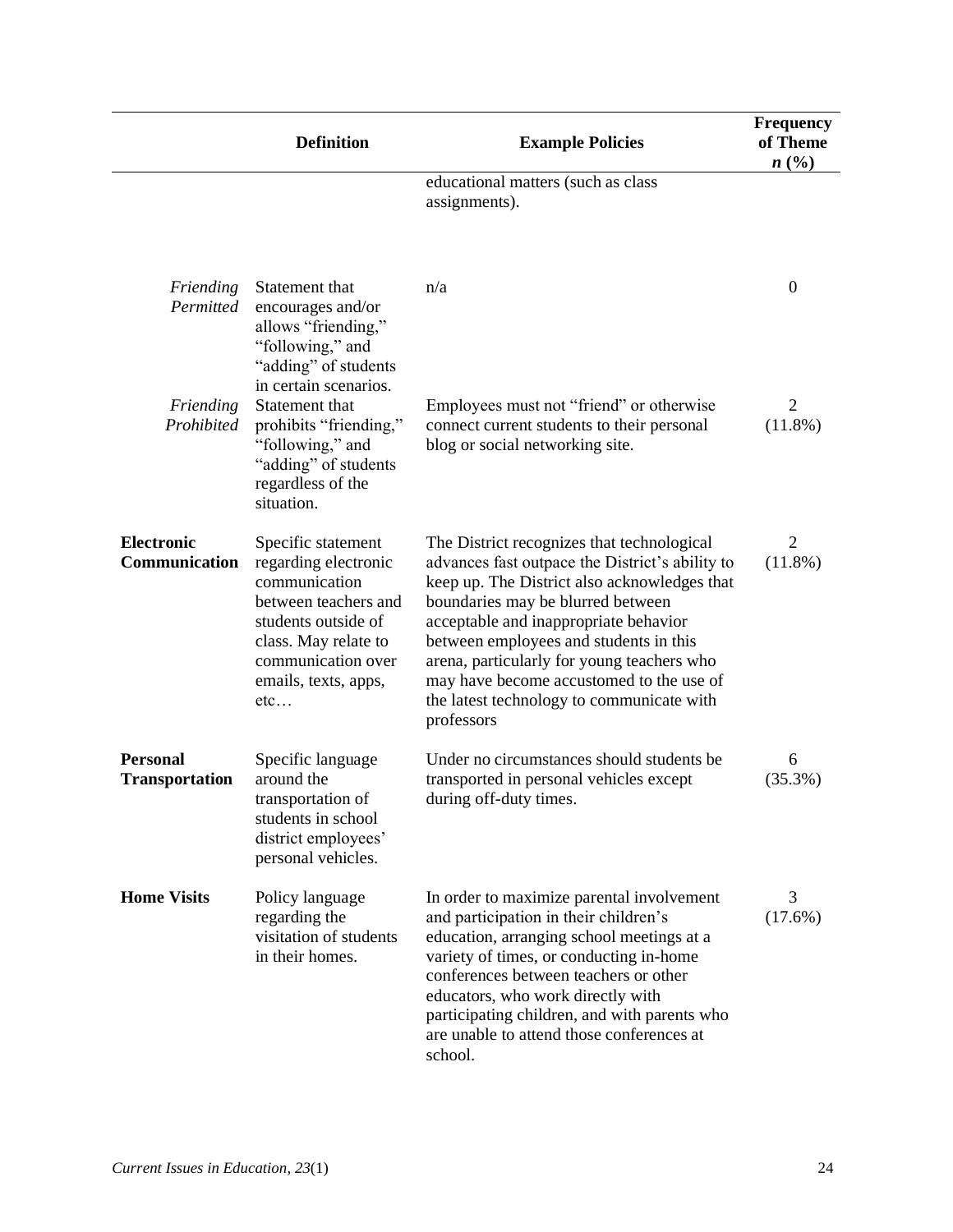| | Definition | Example Policies | Frequency of Theme *n* (%) |
|---|---|---|---|
| | | educational matters (such as class assignments). | |
| *Friending Permitted* | Statement that encourages and/or allows "friending," "following," and "adding" of students in certain scenarios. | n/a | 0 |
| *Friending Prohibited* | Statement that prohibits "friending," "following," and "adding" of students regardless of the situation. | Employees must not "friend" or otherwise connect current students to their personal blog or social networking site. | 2 (11.8%) |
| **Electronic Communication** | Specific statement regarding electronic communication between teachers and students outside of class. May relate to communication over emails, texts, apps, etc… | The District recognizes that technological advances fast outpace the District's ability to keep up. The District also acknowledges that boundaries may be blurred between acceptable and inappropriate behavior between employees and students in this arena, particularly for young teachers who may have become accustomed to the use of the latest technology to communicate with professors | 2 (11.8%) |
| **Personal Transportation** | Specific language around the transportation of students in school district employees' personal vehicles. | Under no circumstances should students be transported in personal vehicles except during off-duty times. | 6 (35.3%) |
| **Home Visits** | Policy language regarding the visitation of students in their homes. | In order to maximize parental involvement and participation in their children's education, arranging school meetings at a variety of times, or conducting in-home conferences between teachers or other educators, who work directly with participating children, and with parents who are unable to attend those conferences at school. | 3 (17.6%) |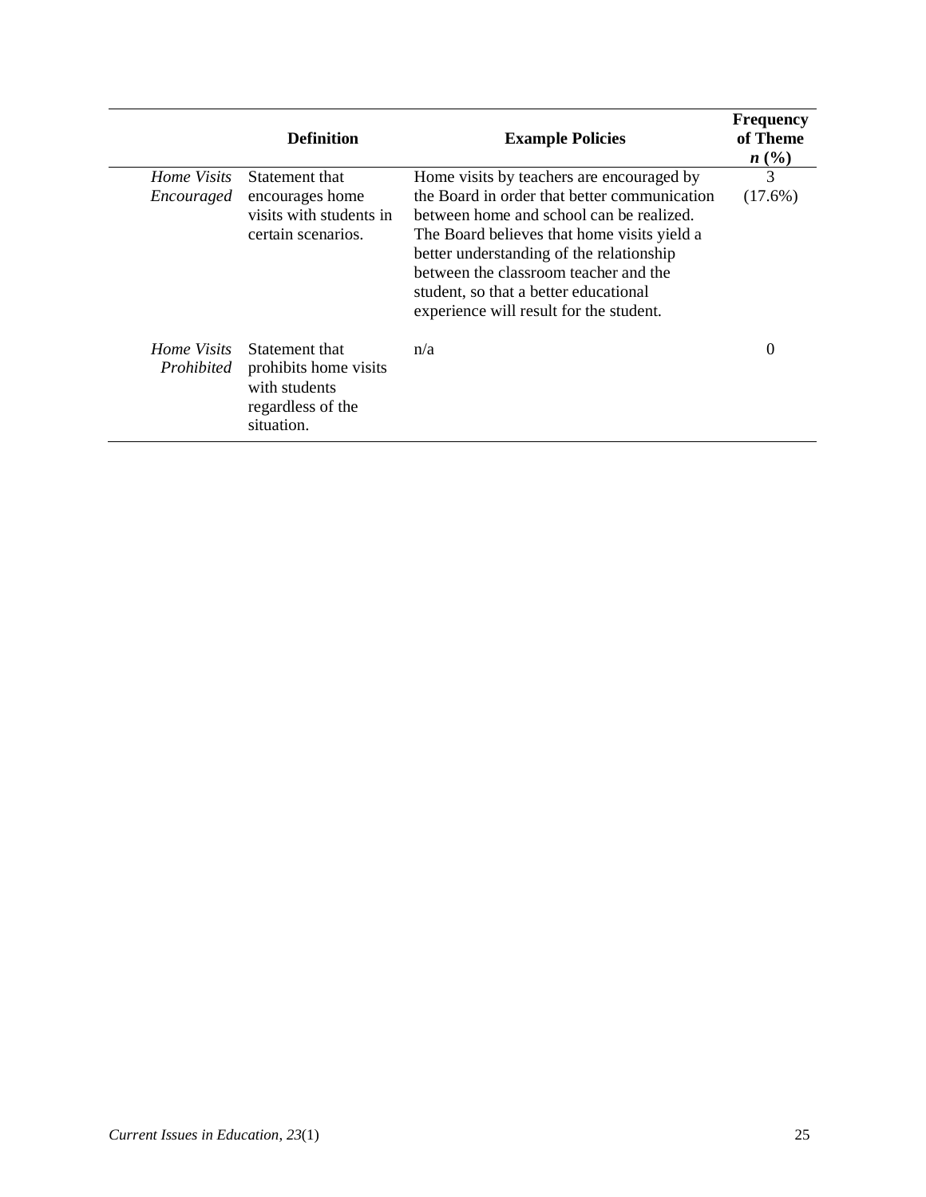| | Definition | Example Policies | Frequency of Theme *n* (%) |
|---|---|---|---|
| *Home Visits Encouraged* | Statement that encourages home visits with students in certain scenarios. | Home visits by teachers are encouraged by the Board in order that better communication between home and school can be realized. The Board believes that home visits yield a better understanding of the relationship between the classroom teacher and the student, so that a better educational experience will result for the student. | 3 (17.6%) |
| *Home Visits Prohibited* | Statement that prohibits home visits with students regardless of the situation. | n/a | 0 |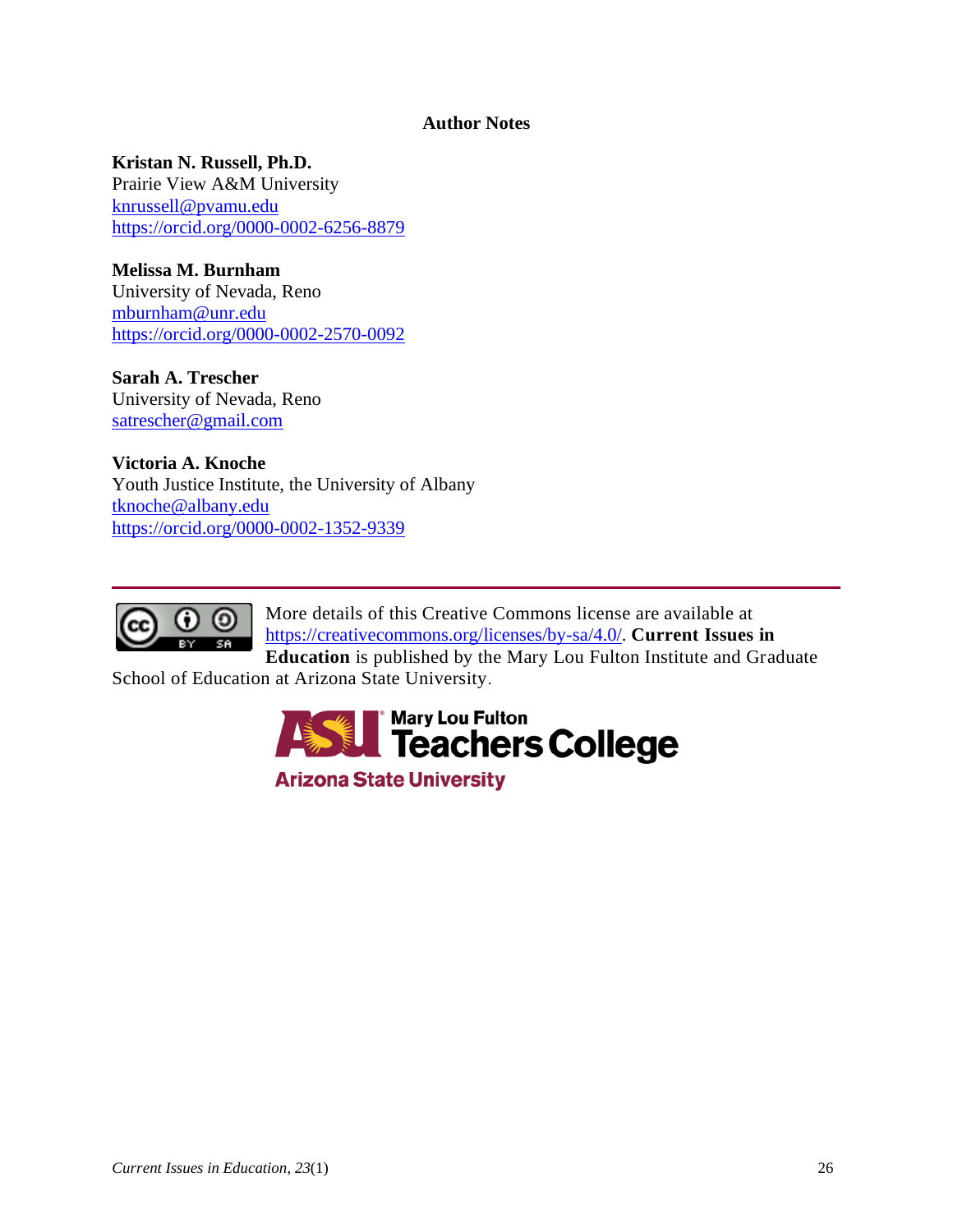## Author Notes

**Kristan N. Russell, Ph.D.**
Prairie View A&M University
knrussell@pvamu.edu
https://orcid.org/0000-0002-6256-8879

**Melissa M. Burnham**
University of Nevada, Reno
mburnham@unr.edu
https://orcid.org/0000-0002-2570-0092

**Sarah A. Trescher**
University of Nevada, Reno
satrescher@gmail.com

**Victoria A. Knoche**
Youth Justice Institute, the University of Albany
tknoche@albany.edu
https://orcid.org/0000-0002-1352-9339

---

More details of this Creative Commons license are available at https://creativecommons.org/licenses/by-sa/4.0/. **Current Issues in Education** is published by the Mary Lou Fulton Institute and Graduate School of Education at Arizona State University.